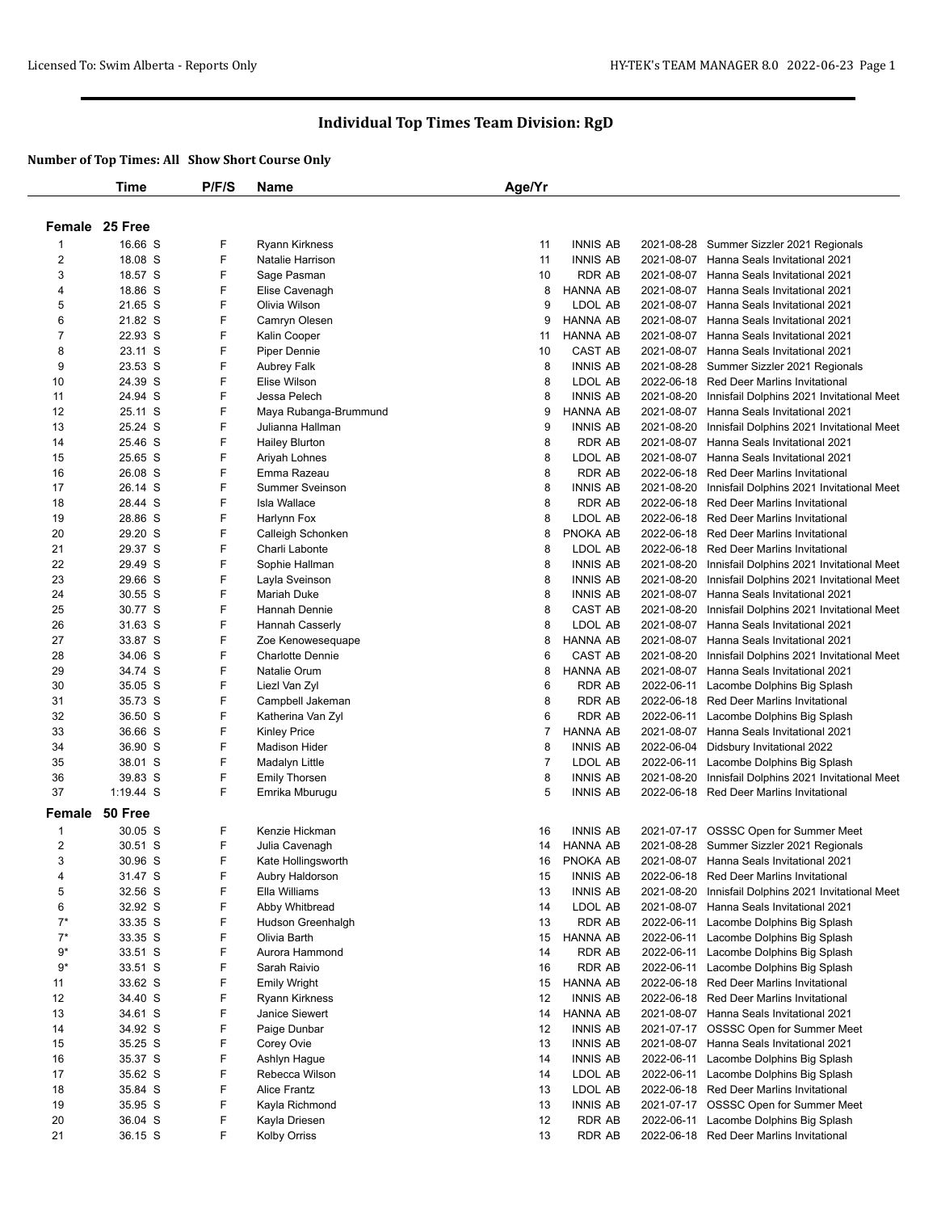# Individual Top Times Team Division: RgD

**Number of Top Times: All Show Short Course Only**

| | Time | P/F/S | Name | Age/Yr | Team | Date | Meet |
|---|---|---|---|---|---|---|---|
| **Female 25 Free** | | | | | | | |
| 1 | 16.66 S | F | Ryann Kirkness | 11 | INNIS AB | 2021-08-28 | Summer Sizzler 2021 Regionals |
| 2 | 18.08 S | F | Natalie Harrison | 11 | INNIS AB | 2021-08-07 | Hanna Seals Invitational 2021 |
| 3 | 18.57 S | F | Sage Pasman | 10 | RDR AB | 2021-08-07 | Hanna Seals Invitational 2021 |
| 4 | 18.86 S | F | Elise Cavenagh | 8 | HANNA AB | 2021-08-07 | Hanna Seals Invitational 2021 |
| 5 | 21.65 S | F | Olivia Wilson | 9 | LDOL AB | 2021-08-07 | Hanna Seals Invitational 2021 |
| 6 | 21.82 S | F | Camryn Olesen | 9 | HANNA AB | 2021-08-07 | Hanna Seals Invitational 2021 |
| 7 | 22.93 S | F | Kalin Cooper | 11 | HANNA AB | 2021-08-07 | Hanna Seals Invitational 2021 |
| 8 | 23.11 S | F | Piper Dennie | 10 | CAST AB | 2021-08-07 | Hanna Seals Invitational 2021 |
| 9 | 23.53 S | F | Aubrey Falk | 8 | INNIS AB | 2021-08-28 | Summer Sizzler 2021 Regionals |
| 10 | 24.39 S | F | Elise Wilson | 8 | LDOL AB | 2022-06-18 | Red Deer Marlins Invitational |
| 11 | 24.94 S | F | Jessa Pelech | 8 | INNIS AB | 2021-08-20 | Innisfail Dolphins 2021 Invitational Meet |
| 12 | 25.11 S | F | Maya Rubanga-Brummund | 9 | HANNA AB | 2021-08-07 | Hanna Seals Invitational 2021 |
| 13 | 25.24 S | F | Julianna Hallman | 9 | INNIS AB | 2021-08-20 | Innisfail Dolphins 2021 Invitational Meet |
| 14 | 25.46 S | F | Hailey Blurton | 8 | RDR AB | 2021-08-07 | Hanna Seals Invitational 2021 |
| 15 | 25.65 S | F | Ariyah Lohnes | 8 | LDOL AB | 2021-08-07 | Hanna Seals Invitational 2021 |
| 16 | 26.08 S | F | Emma Razeau | 8 | RDR AB | 2022-06-18 | Red Deer Marlins Invitational |
| 17 | 26.14 S | F | Summer Sveinson | 8 | INNIS AB | 2021-08-20 | Innisfail Dolphins 2021 Invitational Meet |
| 18 | 28.44 S | F | Isla Wallace | 8 | RDR AB | 2022-06-18 | Red Deer Marlins Invitational |
| 19 | 28.86 S | F | Harlynn Fox | 8 | LDOL AB | 2022-06-18 | Red Deer Marlins Invitational |
| 20 | 29.20 S | F | Calleigh Schonken | 8 | PNOKA AB | 2022-06-18 | Red Deer Marlins Invitational |
| 21 | 29.37 S | F | Charli Labonte | 8 | LDOL AB | 2022-06-18 | Red Deer Marlins Invitational |
| 22 | 29.49 S | F | Sophie Hallman | 8 | INNIS AB | 2021-08-20 | Innisfail Dolphins 2021 Invitational Meet |
| 23 | 29.66 S | F | Layla Sveinson | 8 | INNIS AB | 2021-08-20 | Innisfail Dolphins 2021 Invitational Meet |
| 24 | 30.55 S | F | Mariah Duke | 8 | INNIS AB | 2021-08-07 | Hanna Seals Invitational 2021 |
| 25 | 30.77 S | F | Hannah Dennie | 8 | CAST AB | 2021-08-20 | Innisfail Dolphins 2021 Invitational Meet |
| 26 | 31.63 S | F | Hannah Casserly | 8 | LDOL AB | 2021-08-07 | Hanna Seals Invitational 2021 |
| 27 | 33.87 S | F | Zoe Kenowesequape | 8 | HANNA AB | 2021-08-07 | Hanna Seals Invitational 2021 |
| 28 | 34.06 S | F | Charlotte Dennie | 6 | CAST AB | 2021-08-20 | Innisfail Dolphins 2021 Invitational Meet |
| 29 | 34.74 S | F | Natalie Orum | 8 | HANNA AB | 2021-08-07 | Hanna Seals Invitational 2021 |
| 30 | 35.05 S | F | Liezl Van Zyl | 6 | RDR AB | 2022-06-11 | Lacombe Dolphins Big Splash |
| 31 | 35.73 S | F | Campbell Jakeman | 8 | RDR AB | 2022-06-18 | Red Deer Marlins Invitational |
| 32 | 36.50 S | F | Katherina Van Zyl | 6 | RDR AB | 2022-06-11 | Lacombe Dolphins Big Splash |
| 33 | 36.66 S | F | Kinley Price | 7 | HANNA AB | 2021-08-07 | Hanna Seals Invitational 2021 |
| 34 | 36.90 S | F | Madison Hider | 8 | INNIS AB | 2022-06-04 | Didsbury Invitational 2022 |
| 35 | 38.01 S | F | Madalyn Little | 7 | LDOL AB | 2022-06-11 | Lacombe Dolphins Big Splash |
| 36 | 39.83 S | F | Emily Thorsen | 8 | INNIS AB | 2021-08-20 | Innisfail Dolphins 2021 Invitational Meet |
| 37 | 1:19.44 S | F | Emrika Mburugu | 5 | INNIS AB | 2022-06-18 | Red Deer Marlins Invitational |
| **Female 50 Free** | | | | | | | |
| 1 | 30.05 S | F | Kenzie Hickman | 16 | INNIS AB | 2021-07-17 | OSSSC Open for Summer Meet |
| 2 | 30.51 S | F | Julia Cavenagh | 14 | HANNA AB | 2021-08-28 | Summer Sizzler 2021 Regionals |
| 3 | 30.96 S | F | Kate Hollingsworth | 16 | PNOKA AB | 2021-08-07 | Hanna Seals Invitational 2021 |
| 4 | 31.47 S | F | Aubry Haldorson | 15 | INNIS AB | 2022-06-18 | Red Deer Marlins Invitational |
| 5 | 32.56 S | F | Ella Williams | 13 | INNIS AB | 2021-08-20 | Innisfail Dolphins 2021 Invitational Meet |
| 6 | 32.92 S | F | Abby Whitbread | 14 | LDOL AB | 2021-08-07 | Hanna Seals Invitational 2021 |
| 7* | 33.35 S | F | Hudson Greenhalgh | 13 | RDR AB | 2022-06-11 | Lacombe Dolphins Big Splash |
| 7* | 33.35 S | F | Olivia Barth | 15 | HANNA AB | 2022-06-11 | Lacombe Dolphins Big Splash |
| 9* | 33.51 S | F | Aurora Hammond | 14 | RDR AB | 2022-06-11 | Lacombe Dolphins Big Splash |
| 9* | 33.51 S | F | Sarah Raivio | 16 | RDR AB | 2022-06-11 | Lacombe Dolphins Big Splash |
| 11 | 33.62 S | F | Emily Wright | 15 | HANNA AB | 2022-06-18 | Red Deer Marlins Invitational |
| 12 | 34.40 S | F | Ryann Kirkness | 12 | INNIS AB | 2022-06-18 | Red Deer Marlins Invitational |
| 13 | 34.61 S | F | Janice Siewert | 14 | HANNA AB | 2021-08-07 | Hanna Seals Invitational 2021 |
| 14 | 34.92 S | F | Paige Dunbar | 12 | INNIS AB | 2021-07-17 | OSSSC Open for Summer Meet |
| 15 | 35.25 S | F | Corey Ovie | 13 | INNIS AB | 2021-08-07 | Hanna Seals Invitational 2021 |
| 16 | 35.37 S | F | Ashlyn Hague | 14 | INNIS AB | 2022-06-11 | Lacombe Dolphins Big Splash |
| 17 | 35.62 S | F | Rebecca Wilson | 14 | LDOL AB | 2022-06-11 | Lacombe Dolphins Big Splash |
| 18 | 35.84 S | F | Alice Frantz | 13 | LDOL AB | 2022-06-18 | Red Deer Marlins Invitational |
| 19 | 35.95 S | F | Kayla Richmond | 13 | INNIS AB | 2021-07-17 | OSSSC Open for Summer Meet |
| 20 | 36.04 S | F | Kayla Driesen | 12 | RDR AB | 2022-06-11 | Lacombe Dolphins Big Splash |
| 21 | 36.15 S | F | Kolby Orriss | 13 | RDR AB | 2022-06-18 | Red Deer Marlins Invitational |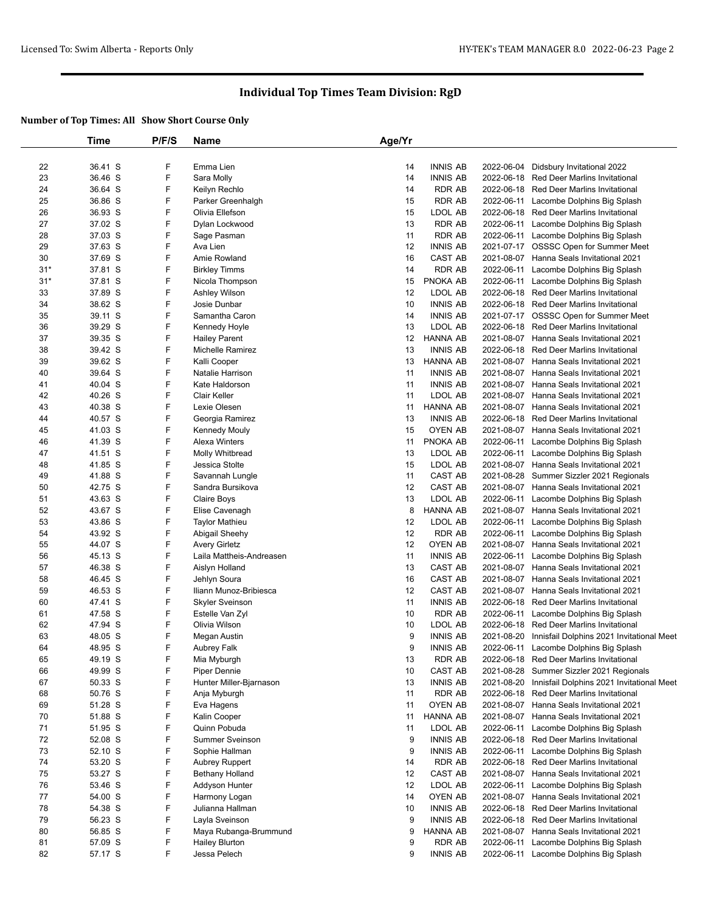# Individual Top Times Team Division: RgD

**Number of Top Times: All Show Short Course Only**

| | Time | P/F/S | Name | Age/Yr | | | |
|---|---|---|---|---|---|---|---|
| 22 | 36.41 S | F | Emma Lien | 14 | INNIS AB | 2022-06-04 | Didsbury Invitational 2022 |
| 23 | 36.46 S | F | Sara Molly | 14 | INNIS AB | 2022-06-18 | Red Deer Marlins Invitational |
| 24 | 36.64 S | F | Keilyn Rechlo | 14 | RDR AB | 2022-06-18 | Red Deer Marlins Invitational |
| 25 | 36.86 S | F | Parker Greenhalgh | 15 | RDR AB | 2022-06-11 | Lacombe Dolphins Big Splash |
| 26 | 36.93 S | F | Olivia Ellefson | 15 | LDOL AB | 2022-06-18 | Red Deer Marlins Invitational |
| 27 | 37.02 S | F | Dylan Lockwood | 13 | RDR AB | 2022-06-11 | Lacombe Dolphins Big Splash |
| 28 | 37.03 S | F | Sage Pasman | 11 | RDR AB | 2022-06-11 | Lacombe Dolphins Big Splash |
| 29 | 37.63 S | F | Ava Lien | 12 | INNIS AB | 2021-07-17 | OSSSC Open for Summer Meet |
| 30 | 37.69 S | F | Amie Rowland | 16 | CAST AB | 2021-08-07 | Hanna Seals Invitational 2021 |
| 31* | 37.81 S | F | Birkley Timms | 14 | RDR AB | 2022-06-11 | Lacombe Dolphins Big Splash |
| 31* | 37.81 S | F | Nicola Thompson | 15 | PNOKA AB | 2022-06-11 | Lacombe Dolphins Big Splash |
| 33 | 37.89 S | F | Ashley Wilson | 12 | LDOL AB | 2022-06-18 | Red Deer Marlins Invitational |
| 34 | 38.62 S | F | Josie Dunbar | 10 | INNIS AB | 2022-06-18 | Red Deer Marlins Invitational |
| 35 | 39.11 S | F | Samantha Caron | 14 | INNIS AB | 2021-07-17 | OSSSC Open for Summer Meet |
| 36 | 39.29 S | F | Kennedy Hoyle | 13 | LDOL AB | 2022-06-18 | Red Deer Marlins Invitational |
| 37 | 39.35 S | F | Hailey Parent | 12 | HANNA AB | 2021-08-07 | Hanna Seals Invitational 2021 |
| 38 | 39.42 S | F | Michelle Ramirez | 13 | INNIS AB | 2022-06-18 | Red Deer Marlins Invitational |
| 39 | 39.62 S | F | Kalli Cooper | 13 | HANNA AB | 2021-08-07 | Hanna Seals Invitational 2021 |
| 40 | 39.64 S | F | Natalie Harrison | 11 | INNIS AB | 2021-08-07 | Hanna Seals Invitational 2021 |
| 41 | 40.04 S | F | Kate Haldorson | 11 | INNIS AB | 2021-08-07 | Hanna Seals Invitational 2021 |
| 42 | 40.26 S | F | Clair Keller | 11 | LDOL AB | 2021-08-07 | Hanna Seals Invitational 2021 |
| 43 | 40.38 S | F | Lexie Olesen | 11 | HANNA AB | 2021-08-07 | Hanna Seals Invitational 2021 |
| 44 | 40.57 S | F | Georgia Ramirez | 13 | INNIS AB | 2022-06-18 | Red Deer Marlins Invitational |
| 45 | 41.03 S | F | Kennedy Mouly | 15 | OYEN AB | 2021-08-07 | Hanna Seals Invitational 2021 |
| 46 | 41.39 S | F | Alexa Winters | 11 | PNOKA AB | 2022-06-11 | Lacombe Dolphins Big Splash |
| 47 | 41.51 S | F | Molly Whitbread | 13 | LDOL AB | 2022-06-11 | Lacombe Dolphins Big Splash |
| 48 | 41.85 S | F | Jessica Stolte | 15 | LDOL AB | 2021-08-07 | Hanna Seals Invitational 2021 |
| 49 | 41.88 S | F | Savannah Lungle | 11 | CAST AB | 2021-08-28 | Summer Sizzler 2021 Regionals |
| 50 | 42.75 S | F | Sandra Bursikova | 12 | CAST AB | 2021-08-07 | Hanna Seals Invitational 2021 |
| 51 | 43.63 S | F | Claire Boys | 13 | LDOL AB | 2022-06-11 | Lacombe Dolphins Big Splash |
| 52 | 43.67 S | F | Elise Cavenagh | 8 | HANNA AB | 2021-08-07 | Hanna Seals Invitational 2021 |
| 53 | 43.86 S | F | Taylor Mathieu | 12 | LDOL AB | 2022-06-11 | Lacombe Dolphins Big Splash |
| 54 | 43.92 S | F | Abigail Sheehy | 12 | RDR AB | 2022-06-11 | Lacombe Dolphins Big Splash |
| 55 | 44.07 S | F | Avery Girletz | 12 | OYEN AB | 2021-08-07 | Hanna Seals Invitational 2021 |
| 56 | 45.13 S | F | Laila Mattheis-Andreasen | 11 | INNIS AB | 2022-06-11 | Lacombe Dolphins Big Splash |
| 57 | 46.38 S | F | Aislyn Holland | 13 | CAST AB | 2021-08-07 | Hanna Seals Invitational 2021 |
| 58 | 46.45 S | F | Jehlyn Soura | 16 | CAST AB | 2021-08-07 | Hanna Seals Invitational 2021 |
| 59 | 46.53 S | F | Iliann Munoz-Bribiesca | 12 | CAST AB | 2021-08-07 | Hanna Seals Invitational 2021 |
| 60 | 47.41 S | F | Skyler Sveinson | 11 | INNIS AB | 2022-06-18 | Red Deer Marlins Invitational |
| 61 | 47.58 S | F | Estelle Van Zyl | 10 | RDR AB | 2022-06-11 | Lacombe Dolphins Big Splash |
| 62 | 47.94 S | F | Olivia Wilson | 10 | LDOL AB | 2022-06-18 | Red Deer Marlins Invitational |
| 63 | 48.05 S | F | Megan Austin | 9 | INNIS AB | 2021-08-20 | Innisfail Dolphins 2021 Invitational Meet |
| 64 | 48.95 S | F | Aubrey Falk | 9 | INNIS AB | 2022-06-11 | Lacombe Dolphins Big Splash |
| 65 | 49.19 S | F | Mia Myburgh | 13 | RDR AB | 2022-06-18 | Red Deer Marlins Invitational |
| 66 | 49.99 S | F | Piper Dennie | 10 | CAST AB | 2021-08-28 | Summer Sizzler 2021 Regionals |
| 67 | 50.33 S | F | Hunter Miller-Bjarnason | 13 | INNIS AB | 2021-08-20 | Innisfail Dolphins 2021 Invitational Meet |
| 68 | 50.76 S | F | Anja Myburgh | 11 | RDR AB | 2022-06-18 | Red Deer Marlins Invitational |
| 69 | 51.28 S | F | Eva Hagens | 11 | OYEN AB | 2021-08-07 | Hanna Seals Invitational 2021 |
| 70 | 51.88 S | F | Kalin Cooper | 11 | HANNA AB | 2021-08-07 | Hanna Seals Invitational 2021 |
| 71 | 51.95 S | F | Quinn Pobuda | 11 | LDOL AB | 2022-06-11 | Lacombe Dolphins Big Splash |
| 72 | 52.08 S | F | Summer Sveinson | 9 | INNIS AB | 2022-06-18 | Red Deer Marlins Invitational |
| 73 | 52.10 S | F | Sophie Hallman | 9 | INNIS AB | 2022-06-11 | Lacombe Dolphins Big Splash |
| 74 | 53.20 S | F | Aubrey Ruppert | 14 | RDR AB | 2022-06-18 | Red Deer Marlins Invitational |
| 75 | 53.27 S | F | Bethany Holland | 12 | CAST AB | 2021-08-07 | Hanna Seals Invitational 2021 |
| 76 | 53.46 S | F | Addyson Hunter | 12 | LDOL AB | 2022-06-11 | Lacombe Dolphins Big Splash |
| 77 | 54.00 S | F | Harmony Logan | 14 | OYEN AB | 2021-08-07 | Hanna Seals Invitational 2021 |
| 78 | 54.38 S | F | Julianna Hallman | 10 | INNIS AB | 2022-06-18 | Red Deer Marlins Invitational |
| 79 | 56.23 S | F | Layla Sveinson | 9 | INNIS AB | 2022-06-18 | Red Deer Marlins Invitational |
| 80 | 56.85 S | F | Maya Rubanga-Brummund | 9 | HANNA AB | 2021-08-07 | Hanna Seals Invitational 2021 |
| 81 | 57.09 S | F | Hailey Blurton | 9 | RDR AB | 2022-06-11 | Lacombe Dolphins Big Splash |
| 82 | 57.17 S | F | Jessa Pelech | 9 | INNIS AB | 2022-06-11 | Lacombe Dolphins Big Splash |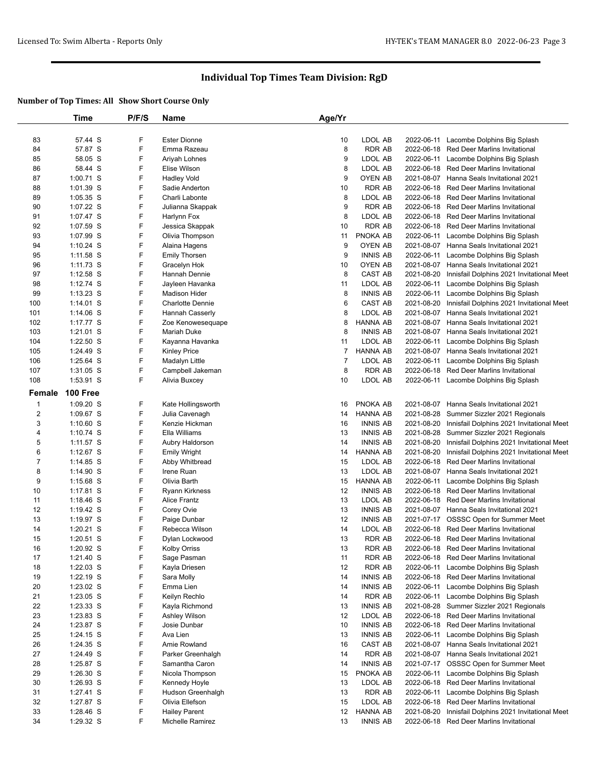# Individual Top Times Team Division: RgD

**Number of Top Times: All Show Short Course Only**

| | Time | P/F/S | Name | Age/Yr | | | |
|---|---|---|---|---|---|---|---|
| 83 | 57.44 S | F | Ester Dionne | 10 | LDOL AB | 2022-06-11 | Lacombe Dolphins Big Splash |
| 84 | 57.87 S | F | Emma Razeau | 8 | RDR AB | 2022-06-18 | Red Deer Marlins Invitational |
| 85 | 58.05 S | F | Ariyah Lohnes | 9 | LDOL AB | 2022-06-11 | Lacombe Dolphins Big Splash |
| 86 | 58.44 S | F | Elise Wilson | 8 | LDOL AB | 2022-06-18 | Red Deer Marlins Invitational |
| 87 | 1:00.71 S | F | Hadley Vold | 9 | OYEN AB | 2021-08-07 | Hanna Seals Invitational 2021 |
| 88 | 1:01.39 S | F | Sadie Anderton | 10 | RDR AB | 2022-06-18 | Red Deer Marlins Invitational |
| 89 | 1:05.35 S | F | Charli Labonte | 8 | LDOL AB | 2022-06-18 | Red Deer Marlins Invitational |
| 90 | 1:07.22 S | F | Julianna Skappak | 9 | RDR AB | 2022-06-18 | Red Deer Marlins Invitational |
| 91 | 1:07.47 S | F | Harlynn Fox | 8 | LDOL AB | 2022-06-18 | Red Deer Marlins Invitational |
| 92 | 1:07.59 S | F | Jessica Skappak | 10 | RDR AB | 2022-06-18 | Red Deer Marlins Invitational |
| 93 | 1:07.99 S | F | Olivia Thompson | 11 | PNOKA AB | 2022-06-11 | Lacombe Dolphins Big Splash |
| 94 | 1:10.24 S | F | Alaina Hagens | 9 | OYEN AB | 2021-08-07 | Hanna Seals Invitational 2021 |
| 95 | 1:11.58 S | F | Emily Thorsen | 9 | INNIS AB | 2022-06-11 | Lacombe Dolphins Big Splash |
| 96 | 1:11.73 S | F | Gracelyn Hok | 10 | OYEN AB | 2021-08-07 | Hanna Seals Invitational 2021 |
| 97 | 1:12.58 S | F | Hannah Dennie | 8 | CAST AB | 2021-08-20 | Innisfail Dolphins 2021 Invitational Meet |
| 98 | 1:12.74 S | F | Jayleen Havanka | 11 | LDOL AB | 2022-06-11 | Lacombe Dolphins Big Splash |
| 99 | 1:13.23 S | F | Madison Hider | 8 | INNIS AB | 2022-06-11 | Lacombe Dolphins Big Splash |
| 100 | 1:14.01 S | F | Charlotte Dennie | 6 | CAST AB | 2021-08-20 | Innisfail Dolphins 2021 Invitational Meet |
| 101 | 1:14.06 S | F | Hannah Casserly | 8 | LDOL AB | 2021-08-07 | Hanna Seals Invitational 2021 |
| 102 | 1:17.77 S | F | Zoe Kenowesequape | 8 | HANNA AB | 2021-08-07 | Hanna Seals Invitational 2021 |
| 103 | 1:21.01 S | F | Mariah Duke | 8 | INNIS AB | 2021-08-07 | Hanna Seals Invitational 2021 |
| 104 | 1:22.50 S | F | Kayanna Havanka | 11 | LDOL AB | 2022-06-11 | Lacombe Dolphins Big Splash |
| 105 | 1:24.49 S | F | Kinley Price | 7 | HANNA AB | 2021-08-07 | Hanna Seals Invitational 2021 |
| 106 | 1:25.64 S | F | Madalyn Little | 7 | LDOL AB | 2022-06-11 | Lacombe Dolphins Big Splash |
| 107 | 1:31.05 S | F | Campbell Jakeman | 8 | RDR AB | 2022-06-18 | Red Deer Marlins Invitational |
| 108 | 1:53.91 S | F | Alivia Buxcey | 10 | LDOL AB | 2022-06-11 | Lacombe Dolphins Big Splash |

## Female 100 Free

| | Time | P/F/S | Name | Age/Yr | | | |
|---|---|---|---|---|---|---|---|
| 1 | 1:09.20 S | F | Kate Hollingsworth | 16 | PNOKA AB | 2021-08-07 | Hanna Seals Invitational 2021 |
| 2 | 1:09.67 S | F | Julia Cavenagh | 14 | HANNA AB | 2021-08-28 | Summer Sizzler 2021 Regionals |
| 3 | 1:10.60 S | F | Kenzie Hickman | 16 | INNIS AB | 2021-08-20 | Innisfail Dolphins 2021 Invitational Meet |
| 4 | 1:10.74 S | F | Ella Williams | 13 | INNIS AB | 2021-08-28 | Summer Sizzler 2021 Regionals |
| 5 | 1:11.57 S | F | Aubry Haldorson | 14 | INNIS AB | 2021-08-20 | Innisfail Dolphins 2021 Invitational Meet |
| 6 | 1:12.67 S | F | Emily Wright | 14 | HANNA AB | 2021-08-20 | Innisfail Dolphins 2021 Invitational Meet |
| 7 | 1:14.85 S | F | Abby Whitbread | 15 | LDOL AB | 2022-06-18 | Red Deer Marlins Invitational |
| 8 | 1:14.90 S | F | Irene Ruan | 13 | LDOL AB | 2021-08-07 | Hanna Seals Invitational 2021 |
| 9 | 1:15.68 S | F | Olivia Barth | 15 | HANNA AB | 2022-06-11 | Lacombe Dolphins Big Splash |
| 10 | 1:17.81 S | F | Ryann Kirkness | 12 | INNIS AB | 2022-06-18 | Red Deer Marlins Invitational |
| 11 | 1:18.46 S | F | Alice Frantz | 13 | LDOL AB | 2022-06-18 | Red Deer Marlins Invitational |
| 12 | 1:19.42 S | F | Corey Ovie | 13 | INNIS AB | 2021-08-07 | Hanna Seals Invitational 2021 |
| 13 | 1:19.97 S | F | Paige Dunbar | 12 | INNIS AB | 2021-07-17 | OSSSC Open for Summer Meet |
| 14 | 1:20.21 S | F | Rebecca Wilson | 14 | LDOL AB | 2022-06-18 | Red Deer Marlins Invitational |
| 15 | 1:20.51 S | F | Dylan Lockwood | 13 | RDR AB | 2022-06-18 | Red Deer Marlins Invitational |
| 16 | 1:20.92 S | F | Kolby Orriss | 13 | RDR AB | 2022-06-18 | Red Deer Marlins Invitational |
| 17 | 1:21.40 S | F | Sage Pasman | 11 | RDR AB | 2022-06-18 | Red Deer Marlins Invitational |
| 18 | 1:22.03 S | F | Kayla Driesen | 12 | RDR AB | 2022-06-11 | Lacombe Dolphins Big Splash |
| 19 | 1:22.19 S | F | Sara Molly | 14 | INNIS AB | 2022-06-18 | Red Deer Marlins Invitational |
| 20 | 1:23.02 S | F | Emma Lien | 14 | INNIS AB | 2022-06-11 | Lacombe Dolphins Big Splash |
| 21 | 1:23.05 S | F | Keilyn Rechlo | 14 | RDR AB | 2022-06-11 | Lacombe Dolphins Big Splash |
| 22 | 1:23.33 S | F | Kayla Richmond | 13 | INNIS AB | 2021-08-28 | Summer Sizzler 2021 Regionals |
| 23 | 1:23.83 S | F | Ashley Wilson | 12 | LDOL AB | 2022-06-18 | Red Deer Marlins Invitational |
| 24 | 1:23.87 S | F | Josie Dunbar | 10 | INNIS AB | 2022-06-18 | Red Deer Marlins Invitational |
| 25 | 1:24.15 S | F | Ava Lien | 13 | INNIS AB | 2022-06-11 | Lacombe Dolphins Big Splash |
| 26 | 1:24.35 S | F | Amie Rowland | 16 | CAST AB | 2021-08-07 | Hanna Seals Invitational 2021 |
| 27 | 1:24.49 S | F | Parker Greenhalgh | 14 | RDR AB | 2021-08-07 | Hanna Seals Invitational 2021 |
| 28 | 1:25.87 S | F | Samantha Caron | 14 | INNIS AB | 2021-07-17 | OSSSC Open for Summer Meet |
| 29 | 1:26.30 S | F | Nicola Thompson | 15 | PNOKA AB | 2022-06-11 | Lacombe Dolphins Big Splash |
| 30 | 1:26.93 S | F | Kennedy Hoyle | 13 | LDOL AB | 2022-06-18 | Red Deer Marlins Invitational |
| 31 | 1:27.41 S | F | Hudson Greenhalgh | 13 | RDR AB | 2022-06-11 | Lacombe Dolphins Big Splash |
| 32 | 1:27.87 S | F | Olivia Ellefson | 15 | LDOL AB | 2022-06-18 | Red Deer Marlins Invitational |
| 33 | 1:28.46 S | F | Hailey Parent | 12 | HANNA AB | 2021-08-20 | Innisfail Dolphins 2021 Invitational Meet |
| 34 | 1:29.32 S | F | Michelle Ramirez | 13 | INNIS AB | 2022-06-18 | Red Deer Marlins Invitational |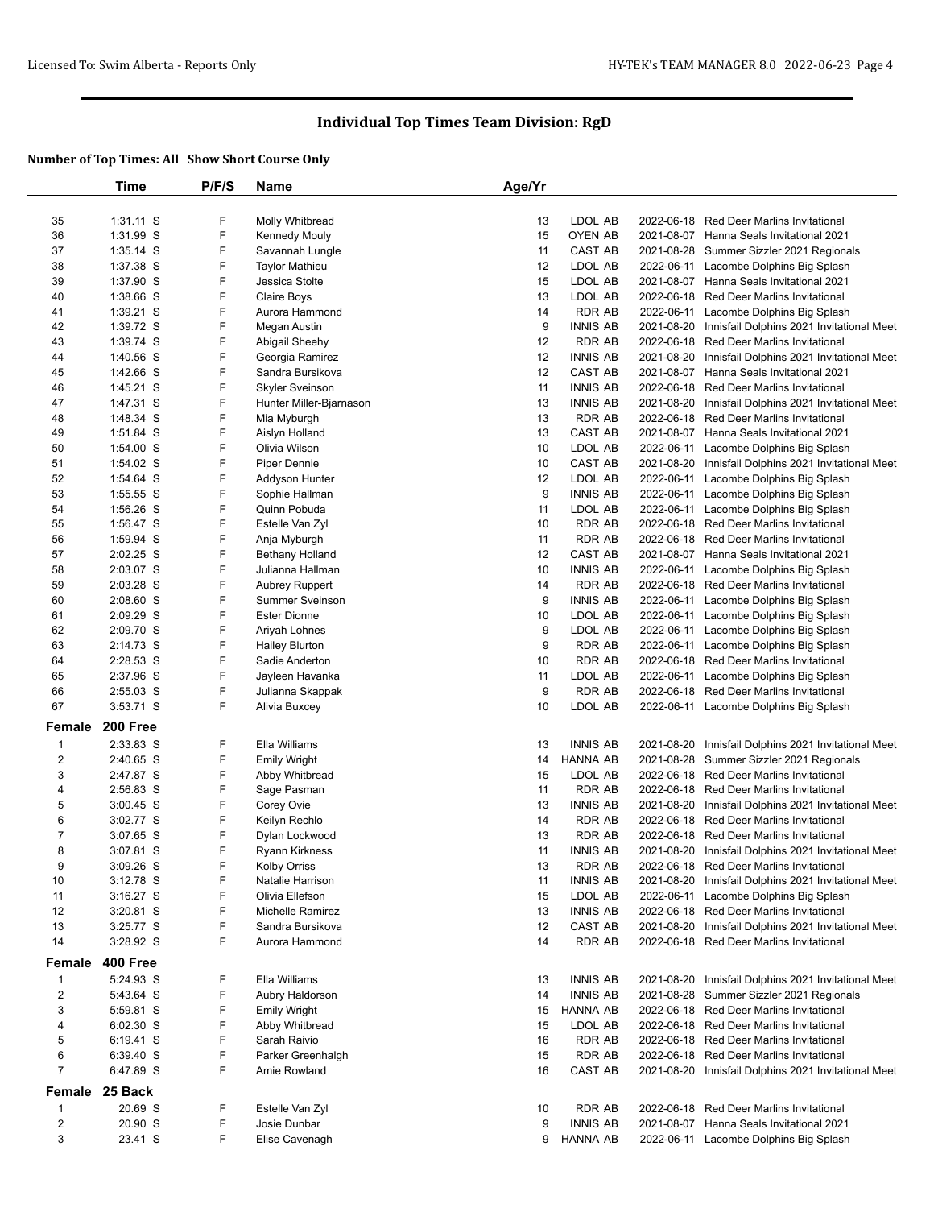## Individual Top Times Team Division: RgD

**Number of Top Times: All Show Short Course Only**

| | Time | P/F/S | Name | Age/Yr | | | |
|---|---|---|---|---|---|---|---|
| 35 | 1:31.11 S | F | Molly Whitbread | 13 | LDOL AB | 2022-06-18 | Red Deer Marlins Invitational |
| 36 | 1:31.99 S | F | Kennedy Mouly | 15 | OYEN AB | 2021-08-07 | Hanna Seals Invitational 2021 |
| 37 | 1:35.14 S | F | Savannah Lungle | 11 | CAST AB | 2021-08-28 | Summer Sizzler 2021 Regionals |
| 38 | 1:37.38 S | F | Taylor Mathieu | 12 | LDOL AB | 2022-06-11 | Lacombe Dolphins Big Splash |
| 39 | 1:37.90 S | F | Jessica Stolte | 15 | LDOL AB | 2021-08-07 | Hanna Seals Invitational 2021 |
| 40 | 1:38.66 S | F | Claire Boys | 13 | LDOL AB | 2022-06-18 | Red Deer Marlins Invitational |
| 41 | 1:39.21 S | F | Aurora Hammond | 14 | RDR AB | 2022-06-11 | Lacombe Dolphins Big Splash |
| 42 | 1:39.72 S | F | Megan Austin | 9 | INNIS AB | 2021-08-20 | Innisfail Dolphins 2021 Invitational Meet |
| 43 | 1:39.74 S | F | Abigail Sheehy | 12 | RDR AB | 2022-06-18 | Red Deer Marlins Invitational |
| 44 | 1:40.56 S | F | Georgia Ramirez | 12 | INNIS AB | 2021-08-20 | Innisfail Dolphins 2021 Invitational Meet |
| 45 | 1:42.66 S | F | Sandra Bursikova | 12 | CAST AB | 2021-08-07 | Hanna Seals Invitational 2021 |
| 46 | 1:45.21 S | F | Skyler Sveinson | 11 | INNIS AB | 2022-06-18 | Red Deer Marlins Invitational |
| 47 | 1:47.31 S | F | Hunter Miller-Bjarnason | 13 | INNIS AB | 2021-08-20 | Innisfail Dolphins 2021 Invitational Meet |
| 48 | 1:48.34 S | F | Mia Myburgh | 13 | RDR AB | 2022-06-18 | Red Deer Marlins Invitational |
| 49 | 1:51.84 S | F | Aislyn Holland | 13 | CAST AB | 2021-08-07 | Hanna Seals Invitational 2021 |
| 50 | 1:54.00 S | F | Olivia Wilson | 10 | LDOL AB | 2022-06-11 | Lacombe Dolphins Big Splash |
| 51 | 1:54.02 S | F | Piper Dennie | 10 | CAST AB | 2021-08-20 | Innisfail Dolphins 2021 Invitational Meet |
| 52 | 1:54.64 S | F | Addyson Hunter | 12 | LDOL AB | 2022-06-11 | Lacombe Dolphins Big Splash |
| 53 | 1:55.55 S | F | Sophie Hallman | 9 | INNIS AB | 2022-06-11 | Lacombe Dolphins Big Splash |
| 54 | 1:56.26 S | F | Quinn Pobuda | 11 | LDOL AB | 2022-06-11 | Lacombe Dolphins Big Splash |
| 55 | 1:56.47 S | F | Estelle Van Zyl | 10 | RDR AB | 2022-06-18 | Red Deer Marlins Invitational |
| 56 | 1:59.94 S | F | Anja Myburgh | 11 | RDR AB | 2022-06-18 | Red Deer Marlins Invitational |
| 57 | 2:02.25 S | F | Bethany Holland | 12 | CAST AB | 2021-08-07 | Hanna Seals Invitational 2021 |
| 58 | 2:03.07 S | F | Julianna Hallman | 10 | INNIS AB | 2022-06-11 | Lacombe Dolphins Big Splash |
| 59 | 2:03.28 S | F | Aubrey Ruppert | 14 | RDR AB | 2022-06-18 | Red Deer Marlins Invitational |
| 60 | 2:08.60 S | F | Summer Sveinson | 9 | INNIS AB | 2022-06-11 | Lacombe Dolphins Big Splash |
| 61 | 2:09.29 S | F | Ester Dionne | 10 | LDOL AB | 2022-06-11 | Lacombe Dolphins Big Splash |
| 62 | 2:09.70 S | F | Ariyah Lohnes | 9 | LDOL AB | 2022-06-11 | Lacombe Dolphins Big Splash |
| 63 | 2:14.73 S | F | Hailey Blurton | 9 | RDR AB | 2022-06-11 | Lacombe Dolphins Big Splash |
| 64 | 2:28.53 S | F | Sadie Anderton | 10 | RDR AB | 2022-06-18 | Red Deer Marlins Invitational |
| 65 | 2:37.96 S | F | Jayleen Havanka | 11 | LDOL AB | 2022-06-11 | Lacombe Dolphins Big Splash |
| 66 | 2:55.03 S | F | Julianna Skappak | 9 | RDR AB | 2022-06-18 | Red Deer Marlins Invitational |
| 67 | 3:53.71 S | F | Alivia Buxcey | 10 | LDOL AB | 2022-06-11 | Lacombe Dolphins Big Splash |
| **Female** | **200 Free** | | | | | | |
| 1 | 2:33.83 S | F | Ella Williams | 13 | INNIS AB | 2021-08-20 | Innisfail Dolphins 2021 Invitational Meet |
| 2 | 2:40.65 S | F | Emily Wright | 14 | HANNA AB | 2021-08-28 | Summer Sizzler 2021 Regionals |
| 3 | 2:47.87 S | F | Abby Whitbread | 15 | LDOL AB | 2022-06-18 | Red Deer Marlins Invitational |
| 4 | 2:56.83 S | F | Sage Pasman | 11 | RDR AB | 2022-06-18 | Red Deer Marlins Invitational |
| 5 | 3:00.45 S | F | Corey Ovie | 13 | INNIS AB | 2021-08-20 | Innisfail Dolphins 2021 Invitational Meet |
| 6 | 3:02.77 S | F | Keilyn Rechlo | 14 | RDR AB | 2022-06-18 | Red Deer Marlins Invitational |
| 7 | 3:07.65 S | F | Dylan Lockwood | 13 | RDR AB | 2022-06-18 | Red Deer Marlins Invitational |
| 8 | 3:07.81 S | F | Ryann Kirkness | 11 | INNIS AB | 2021-08-20 | Innisfail Dolphins 2021 Invitational Meet |
| 9 | 3:09.26 S | F | Kolby Orriss | 13 | RDR AB | 2022-06-18 | Red Deer Marlins Invitational |
| 10 | 3:12.78 S | F | Natalie Harrison | 11 | INNIS AB | 2021-08-20 | Innisfail Dolphins 2021 Invitational Meet |
| 11 | 3:16.27 S | F | Olivia Ellefson | 15 | LDOL AB | 2022-06-11 | Lacombe Dolphins Big Splash |
| 12 | 3:20.81 S | F | Michelle Ramirez | 13 | INNIS AB | 2022-06-18 | Red Deer Marlins Invitational |
| 13 | 3:25.77 S | F | Sandra Bursikova | 12 | CAST AB | 2021-08-20 | Innisfail Dolphins 2021 Invitational Meet |
| 14 | 3:28.92 S | F | Aurora Hammond | 14 | RDR AB | 2022-06-18 | Red Deer Marlins Invitational |
| **Female** | **400 Free** | | | | | | |
| 1 | 5:24.93 S | F | Ella Williams | 13 | INNIS AB | 2021-08-20 | Innisfail Dolphins 2021 Invitational Meet |
| 2 | 5:43.64 S | F | Aubry Haldorson | 14 | INNIS AB | 2021-08-28 | Summer Sizzler 2021 Regionals |
| 3 | 5:59.81 S | F | Emily Wright | 15 | HANNA AB | 2022-06-18 | Red Deer Marlins Invitational |
| 4 | 6:02.30 S | F | Abby Whitbread | 15 | LDOL AB | 2022-06-18 | Red Deer Marlins Invitational |
| 5 | 6:19.41 S | F | Sarah Raivio | 16 | RDR AB | 2022-06-18 | Red Deer Marlins Invitational |
| 6 | 6:39.40 S | F | Parker Greenhalgh | 15 | RDR AB | 2022-06-18 | Red Deer Marlins Invitational |
| 7 | 6:47.89 S | F | Amie Rowland | 16 | CAST AB | 2021-08-20 | Innisfail Dolphins 2021 Invitational Meet |
| **Female** | **25 Back** | | | | | | |
| 1 | 20.69 S | F | Estelle Van Zyl | 10 | RDR AB | 2022-06-18 | Red Deer Marlins Invitational |
| 2 | 20.90 S | F | Josie Dunbar | 9 | INNIS AB | 2021-08-07 | Hanna Seals Invitational 2021 |
| 3 | 23.41 S | F | Elise Cavenagh | 9 | HANNA AB | 2022-06-11 | Lacombe Dolphins Big Splash |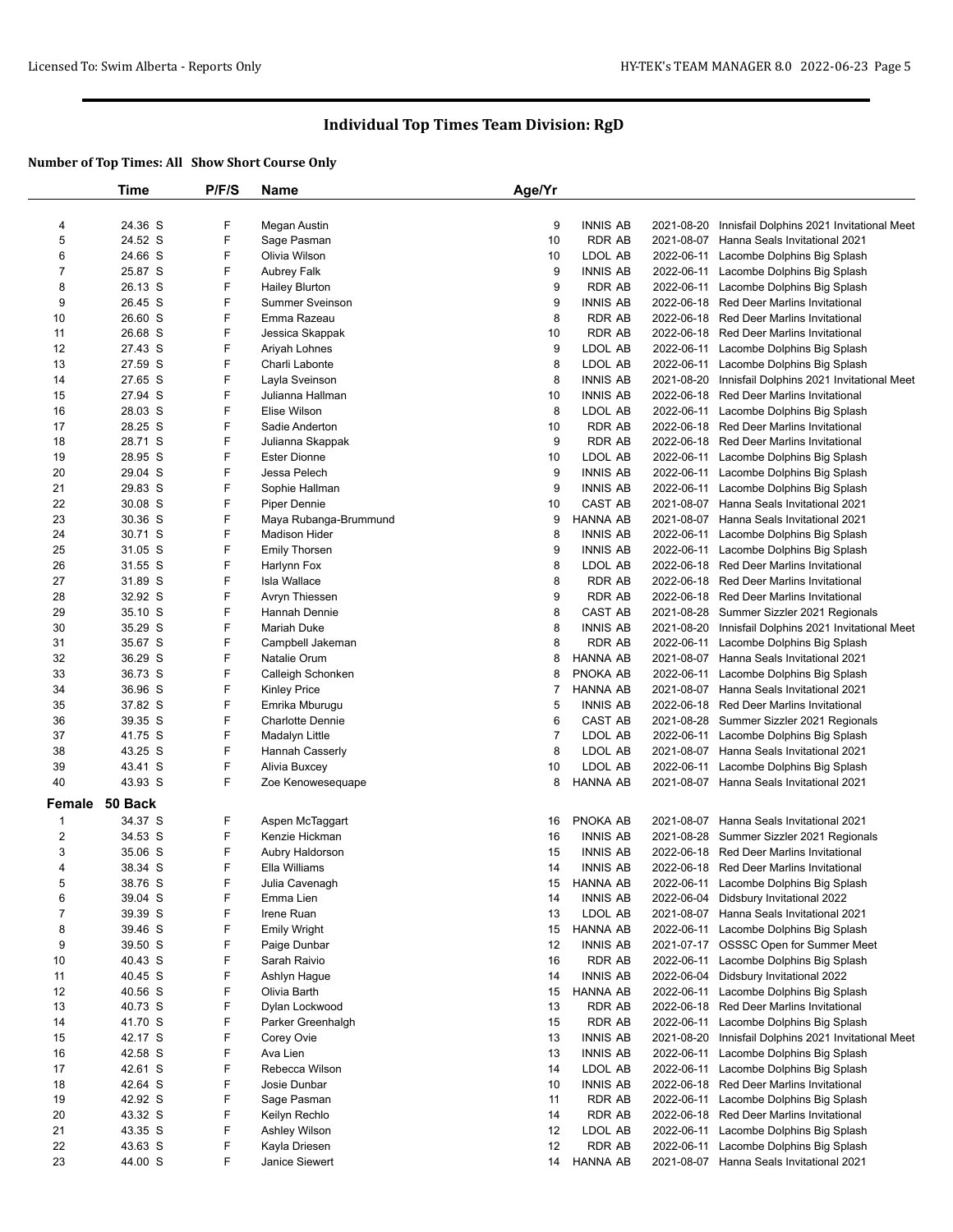## Individual Top Times Team Division: RgD

**Number of Top Times: All Show Short Course Only**

| | Time | P/F/S | Name | Age/Yr | | | |
|---|---|---|---|---|---|---|---|
| 4 | 24.36 S | F | Megan Austin | 9 | INNIS AB | 2021-08-20 | Innisfail Dolphins 2021 Invitational Meet |
| 5 | 24.52 S | F | Sage Pasman | 10 | RDR AB | 2021-08-07 | Hanna Seals Invitational 2021 |
| 6 | 24.66 S | F | Olivia Wilson | 10 | LDOL AB | 2022-06-11 | Lacombe Dolphins Big Splash |
| 7 | 25.87 S | F | Aubrey Falk | 9 | INNIS AB | 2022-06-11 | Lacombe Dolphins Big Splash |
| 8 | 26.13 S | F | Hailey Blurton | 9 | RDR AB | 2022-06-11 | Lacombe Dolphins Big Splash |
| 9 | 26.45 S | F | Summer Sveinson | 9 | INNIS AB | 2022-06-18 | Red Deer Marlins Invitational |
| 10 | 26.60 S | F | Emma Razeau | 8 | RDR AB | 2022-06-18 | Red Deer Marlins Invitational |
| 11 | 26.68 S | F | Jessica Skappak | 10 | RDR AB | 2022-06-18 | Red Deer Marlins Invitational |
| 12 | 27.43 S | F | Ariyah Lohnes | 9 | LDOL AB | 2022-06-11 | Lacombe Dolphins Big Splash |
| 13 | 27.59 S | F | Charli Labonte | 8 | LDOL AB | 2022-06-11 | Lacombe Dolphins Big Splash |
| 14 | 27.65 S | F | Layla Sveinson | 8 | INNIS AB | 2021-08-20 | Innisfail Dolphins 2021 Invitational Meet |
| 15 | 27.94 S | F | Julianna Hallman | 10 | INNIS AB | 2022-06-18 | Red Deer Marlins Invitational |
| 16 | 28.03 S | F | Elise Wilson | 8 | LDOL AB | 2022-06-11 | Lacombe Dolphins Big Splash |
| 17 | 28.25 S | F | Sadie Anderton | 10 | RDR AB | 2022-06-18 | Red Deer Marlins Invitational |
| 18 | 28.71 S | F | Julianna Skappak | 9 | RDR AB | 2022-06-18 | Red Deer Marlins Invitational |
| 19 | 28.95 S | F | Ester Dionne | 10 | LDOL AB | 2022-06-11 | Lacombe Dolphins Big Splash |
| 20 | 29.04 S | F | Jessa Pelech | 9 | INNIS AB | 2022-06-11 | Lacombe Dolphins Big Splash |
| 21 | 29.83 S | F | Sophie Hallman | 9 | INNIS AB | 2022-06-11 | Lacombe Dolphins Big Splash |
| 22 | 30.08 S | F | Piper Dennie | 10 | CAST AB | 2021-08-07 | Hanna Seals Invitational 2021 |
| 23 | 30.36 S | F | Maya Rubanga-Brummund | 9 | HANNA AB | 2021-08-07 | Hanna Seals Invitational 2021 |
| 24 | 30.71 S | F | Madison Hider | 8 | INNIS AB | 2022-06-11 | Lacombe Dolphins Big Splash |
| 25 | 31.05 S | F | Emily Thorsen | 9 | INNIS AB | 2022-06-11 | Lacombe Dolphins Big Splash |
| 26 | 31.55 S | F | Harlynn Fox | 8 | LDOL AB | 2022-06-18 | Red Deer Marlins Invitational |
| 27 | 31.89 S | F | Isla Wallace | 8 | RDR AB | 2022-06-18 | Red Deer Marlins Invitational |
| 28 | 32.92 S | F | Avryn Thiessen | 9 | RDR AB | 2022-06-18 | Red Deer Marlins Invitational |
| 29 | 35.10 S | F | Hannah Dennie | 8 | CAST AB | 2021-08-28 | Summer Sizzler 2021 Regionals |
| 30 | 35.29 S | F | Mariah Duke | 8 | INNIS AB | 2021-08-20 | Innisfail Dolphins 2021 Invitational Meet |
| 31 | 35.67 S | F | Campbell Jakeman | 8 | RDR AB | 2022-06-11 | Lacombe Dolphins Big Splash |
| 32 | 36.29 S | F | Natalie Orum | 8 | HANNA AB | 2021-08-07 | Hanna Seals Invitational 2021 |
| 33 | 36.73 S | F | Calleigh Schonken | 8 | PNOKA AB | 2022-06-11 | Lacombe Dolphins Big Splash |
| 34 | 36.96 S | F | Kinley Price | 7 | HANNA AB | 2021-08-07 | Hanna Seals Invitational 2021 |
| 35 | 37.82 S | F | Emrika Mburugu | 5 | INNIS AB | 2022-06-18 | Red Deer Marlins Invitational |
| 36 | 39.35 S | F | Charlotte Dennie | 6 | CAST AB | 2021-08-28 | Summer Sizzler 2021 Regionals |
| 37 | 41.75 S | F | Madalyn Little | 7 | LDOL AB | 2022-06-11 | Lacombe Dolphins Big Splash |
| 38 | 43.25 S | F | Hannah Casserly | 8 | LDOL AB | 2021-08-07 | Hanna Seals Invitational 2021 |
| 39 | 43.41 S | F | Alivia Buxcey | 10 | LDOL AB | 2022-06-11 | Lacombe Dolphins Big Splash |
| 40 | 43.93 S | F | Zoe Kenowesequape | 8 | HANNA AB | 2021-08-07 | Hanna Seals Invitational 2021 |

### Female 50 Back

| | Time | P/F/S | Name | Age/Yr | | | |
|---|---|---|---|---|---|---|---|
| 1 | 34.37 S | F | Aspen McTaggart | 16 | PNOKA AB | 2021-08-07 | Hanna Seals Invitational 2021 |
| 2 | 34.53 S | F | Kenzie Hickman | 16 | INNIS AB | 2021-08-28 | Summer Sizzler 2021 Regionals |
| 3 | 35.06 S | F | Aubry Haldorson | 15 | INNIS AB | 2022-06-18 | Red Deer Marlins Invitational |
| 4 | 38.34 S | F | Ella Williams | 14 | INNIS AB | 2022-06-18 | Red Deer Marlins Invitational |
| 5 | 38.76 S | F | Julia Cavenagh | 15 | HANNA AB | 2022-06-11 | Lacombe Dolphins Big Splash |
| 6 | 39.04 S | F | Emma Lien | 14 | INNIS AB | 2022-06-04 | Didsbury Invitational 2022 |
| 7 | 39.39 S | F | Irene Ruan | 13 | LDOL AB | 2021-08-07 | Hanna Seals Invitational 2021 |
| 8 | 39.46 S | F | Emily Wright | 15 | HANNA AB | 2022-06-11 | Lacombe Dolphins Big Splash |
| 9 | 39.50 S | F | Paige Dunbar | 12 | INNIS AB | 2021-07-17 | OSSSC Open for Summer Meet |
| 10 | 40.43 S | F | Sarah Raivio | 16 | RDR AB | 2022-06-11 | Lacombe Dolphins Big Splash |
| 11 | 40.45 S | F | Ashlyn Hague | 14 | INNIS AB | 2022-06-04 | Didsbury Invitational 2022 |
| 12 | 40.56 S | F | Olivia Barth | 15 | HANNA AB | 2022-06-11 | Lacombe Dolphins Big Splash |
| 13 | 40.73 S | F | Dylan Lockwood | 13 | RDR AB | 2022-06-18 | Red Deer Marlins Invitational |
| 14 | 41.70 S | F | Parker Greenhalgh | 15 | RDR AB | 2022-06-11 | Lacombe Dolphins Big Splash |
| 15 | 42.17 S | F | Corey Ovie | 13 | INNIS AB | 2021-08-20 | Innisfail Dolphins 2021 Invitational Meet |
| 16 | 42.58 S | F | Ava Lien | 13 | INNIS AB | 2022-06-11 | Lacombe Dolphins Big Splash |
| 17 | 42.61 S | F | Rebecca Wilson | 14 | LDOL AB | 2022-06-11 | Lacombe Dolphins Big Splash |
| 18 | 42.64 S | F | Josie Dunbar | 10 | INNIS AB | 2022-06-18 | Red Deer Marlins Invitational |
| 19 | 42.92 S | F | Sage Pasman | 11 | RDR AB | 2022-06-11 | Lacombe Dolphins Big Splash |
| 20 | 43.32 S | F | Keilyn Rechlo | 14 | RDR AB | 2022-06-18 | Red Deer Marlins Invitational |
| 21 | 43.35 S | F | Ashley Wilson | 12 | LDOL AB | 2022-06-11 | Lacombe Dolphins Big Splash |
| 22 | 43.63 S | F | Kayla Driesen | 12 | RDR AB | 2022-06-11 | Lacombe Dolphins Big Splash |
| 23 | 44.00 S | F | Janice Siewert | 14 | HANNA AB | 2021-08-07 | Hanna Seals Invitational 2021 |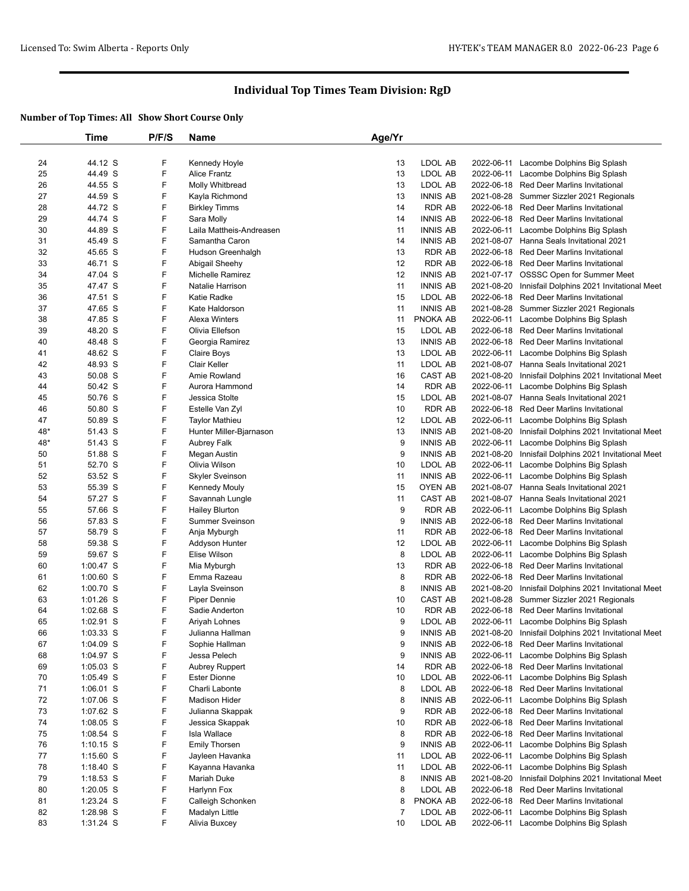# Individual Top Times Team Division: RgD

**Number of Top Times: All Show Short Course Only**

| | Time | P/F/S | Name | Age/Yr | | | |
|---|---|---|---|---|---|---|---|
| 24 | 44.12 S | F | Kennedy Hoyle | 13 | LDOL AB | 2022-06-11 | Lacombe Dolphins Big Splash |
| 25 | 44.49 S | F | Alice Frantz | 13 | LDOL AB | 2022-06-11 | Lacombe Dolphins Big Splash |
| 26 | 44.55 S | F | Molly Whitbread | 13 | LDOL AB | 2022-06-18 | Red Deer Marlins Invitational |
| 27 | 44.59 S | F | Kayla Richmond | 13 | INNIS AB | 2021-08-28 | Summer Sizzler 2021 Regionals |
| 28 | 44.72 S | F | Birkley Timms | 14 | RDR AB | 2022-06-18 | Red Deer Marlins Invitational |
| 29 | 44.74 S | F | Sara Molly | 14 | INNIS AB | 2022-06-18 | Red Deer Marlins Invitational |
| 30 | 44.89 S | F | Laila Mattheis-Andreasen | 11 | INNIS AB | 2022-06-11 | Lacombe Dolphins Big Splash |
| 31 | 45.49 S | F | Samantha Caron | 14 | INNIS AB | 2021-08-07 | Hanna Seals Invitational 2021 |
| 32 | 45.65 S | F | Hudson Greenhalgh | 13 | RDR AB | 2022-06-18 | Red Deer Marlins Invitational |
| 33 | 46.71 S | F | Abigail Sheehy | 12 | RDR AB | 2022-06-18 | Red Deer Marlins Invitational |
| 34 | 47.04 S | F | Michelle Ramirez | 12 | INNIS AB | 2021-07-17 | OSSSC Open for Summer Meet |
| 35 | 47.47 S | F | Natalie Harrison | 11 | INNIS AB | 2021-08-20 | Innisfail Dolphins 2021 Invitational Meet |
| 36 | 47.51 S | F | Katie Radke | 15 | LDOL AB | 2022-06-18 | Red Deer Marlins Invitational |
| 37 | 47.65 S | F | Kate Haldorson | 11 | INNIS AB | 2021-08-28 | Summer Sizzler 2021 Regionals |
| 38 | 47.85 S | F | Alexa Winters | 11 | PNOKA AB | 2022-06-11 | Lacombe Dolphins Big Splash |
| 39 | 48.20 S | F | Olivia Ellefson | 15 | LDOL AB | 2022-06-18 | Red Deer Marlins Invitational |
| 40 | 48.48 S | F | Georgia Ramirez | 13 | INNIS AB | 2022-06-18 | Red Deer Marlins Invitational |
| 41 | 48.62 S | F | Claire Boys | 13 | LDOL AB | 2022-06-11 | Lacombe Dolphins Big Splash |
| 42 | 48.93 S | F | Clair Keller | 11 | LDOL AB | 2021-08-07 | Hanna Seals Invitational 2021 |
| 43 | 50.08 S | F | Amie Rowland | 16 | CAST AB | 2021-08-20 | Innisfail Dolphins 2021 Invitational Meet |
| 44 | 50.42 S | F | Aurora Hammond | 14 | RDR AB | 2022-06-11 | Lacombe Dolphins Big Splash |
| 45 | 50.76 S | F | Jessica Stolte | 15 | LDOL AB | 2021-08-07 | Hanna Seals Invitational 2021 |
| 46 | 50.80 S | F | Estelle Van Zyl | 10 | RDR AB | 2022-06-18 | Red Deer Marlins Invitational |
| 47 | 50.89 S | F | Taylor Mathieu | 12 | LDOL AB | 2022-06-11 | Lacombe Dolphins Big Splash |
| 48* | 51.43 S | F | Hunter Miller-Bjarnason | 13 | INNIS AB | 2021-08-20 | Innisfail Dolphins 2021 Invitational Meet |
| 48* | 51.43 S | F | Aubrey Falk | 9 | INNIS AB | 2022-06-11 | Lacombe Dolphins Big Splash |
| 50 | 51.88 S | F | Megan Austin | 9 | INNIS AB | 2021-08-20 | Innisfail Dolphins 2021 Invitational Meet |
| 51 | 52.70 S | F | Olivia Wilson | 10 | LDOL AB | 2022-06-11 | Lacombe Dolphins Big Splash |
| 52 | 53.52 S | F | Skyler Sveinson | 11 | INNIS AB | 2022-06-11 | Lacombe Dolphins Big Splash |
| 53 | 55.39 S | F | Kennedy Mouly | 15 | OYEN AB | 2021-08-07 | Hanna Seals Invitational 2021 |
| 54 | 57.27 S | F | Savannah Lungle | 11 | CAST AB | 2021-08-07 | Hanna Seals Invitational 2021 |
| 55 | 57.66 S | F | Hailey Blurton | 9 | RDR AB | 2022-06-11 | Lacombe Dolphins Big Splash |
| 56 | 57.83 S | F | Summer Sveinson | 9 | INNIS AB | 2022-06-18 | Red Deer Marlins Invitational |
| 57 | 58.79 S | F | Anja Myburgh | 11 | RDR AB | 2022-06-18 | Red Deer Marlins Invitational |
| 58 | 59.38 S | F | Addyson Hunter | 12 | LDOL AB | 2022-06-11 | Lacombe Dolphins Big Splash |
| 59 | 59.67 S | F | Elise Wilson | 8 | LDOL AB | 2022-06-11 | Lacombe Dolphins Big Splash |
| 60 | 1:00.47 S | F | Mia Myburgh | 13 | RDR AB | 2022-06-18 | Red Deer Marlins Invitational |
| 61 | 1:00.60 S | F | Emma Razeau | 8 | RDR AB | 2022-06-18 | Red Deer Marlins Invitational |
| 62 | 1:00.70 S | F | Layla Sveinson | 8 | INNIS AB | 2021-08-20 | Innisfail Dolphins 2021 Invitational Meet |
| 63 | 1:01.26 S | F | Piper Dennie | 10 | CAST AB | 2021-08-28 | Summer Sizzler 2021 Regionals |
| 64 | 1:02.68 S | F | Sadie Anderton | 10 | RDR AB | 2022-06-18 | Red Deer Marlins Invitational |
| 65 | 1:02.91 S | F | Ariyah Lohnes | 9 | LDOL AB | 2022-06-11 | Lacombe Dolphins Big Splash |
| 66 | 1:03.33 S | F | Julianna Hallman | 9 | INNIS AB | 2021-08-20 | Innisfail Dolphins 2021 Invitational Meet |
| 67 | 1:04.09 S | F | Sophie Hallman | 9 | INNIS AB | 2022-06-18 | Red Deer Marlins Invitational |
| 68 | 1:04.97 S | F | Jessa Pelech | 9 | INNIS AB | 2022-06-11 | Lacombe Dolphins Big Splash |
| 69 | 1:05.03 S | F | Aubrey Ruppert | 14 | RDR AB | 2022-06-18 | Red Deer Marlins Invitational |
| 70 | 1:05.49 S | F | Ester Dionne | 10 | LDOL AB | 2022-06-11 | Lacombe Dolphins Big Splash |
| 71 | 1:06.01 S | F | Charli Labonte | 8 | LDOL AB | 2022-06-18 | Red Deer Marlins Invitational |
| 72 | 1:07.06 S | F | Madison Hider | 8 | INNIS AB | 2022-06-11 | Lacombe Dolphins Big Splash |
| 73 | 1:07.62 S | F | Julianna Skappak | 9 | RDR AB | 2022-06-18 | Red Deer Marlins Invitational |
| 74 | 1:08.05 S | F | Jessica Skappak | 10 | RDR AB | 2022-06-18 | Red Deer Marlins Invitational |
| 75 | 1:08.54 S | F | Isla Wallace | 8 | RDR AB | 2022-06-18 | Red Deer Marlins Invitational |
| 76 | 1:10.15 S | F | Emily Thorsen | 9 | INNIS AB | 2022-06-11 | Lacombe Dolphins Big Splash |
| 77 | 1:15.60 S | F | Jayleen Havanka | 11 | LDOL AB | 2022-06-11 | Lacombe Dolphins Big Splash |
| 78 | 1:18.40 S | F | Kayanna Havanka | 11 | LDOL AB | 2022-06-11 | Lacombe Dolphins Big Splash |
| 79 | 1:18.53 S | F | Mariah Duke | 8 | INNIS AB | 2021-08-20 | Innisfail Dolphins 2021 Invitational Meet |
| 80 | 1:20.05 S | F | Harlynn Fox | 8 | LDOL AB | 2022-06-18 | Red Deer Marlins Invitational |
| 81 | 1:23.24 S | F | Calleigh Schonken | 8 | PNOKA AB | 2022-06-18 | Red Deer Marlins Invitational |
| 82 | 1:28.98 S | F | Madalyn Little | 7 | LDOL AB | 2022-06-11 | Lacombe Dolphins Big Splash |
| 83 | 1:31.24 S | F | Alivia Buxcey | 10 | LDOL AB | 2022-06-11 | Lacombe Dolphins Big Splash |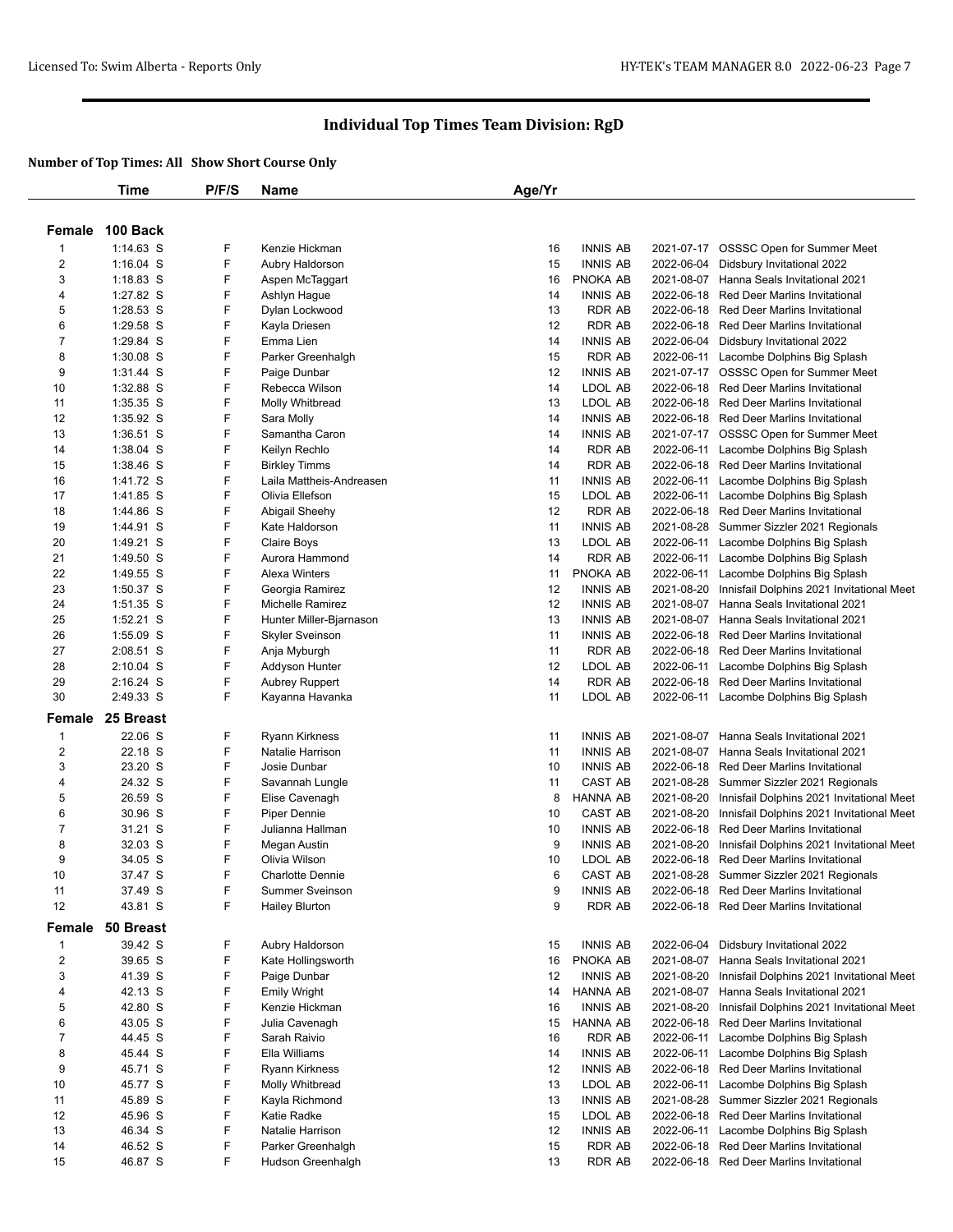# Individual Top Times Team Division: RgD

**Number of Top Times: All  Show Short Course Only**

| | Time | P/F/S | Name | Age/Yr | Team | Date | Meet |
|---|---|---|---|---|---|---|---|
| **Female** | **100 Back** | | | | | | |
| 1 | 1:14.63 S | F | Kenzie Hickman | 16 | INNIS AB | 2021-07-17 | OSSSC Open for Summer Meet |
| 2 | 1:16.04 S | F | Aubry Haldorson | 15 | INNIS AB | 2022-06-04 | Didsbury Invitational 2022 |
| 3 | 1:18.83 S | F | Aspen McTaggart | 16 | PNOKA AB | 2021-08-07 | Hanna Seals Invitational 2021 |
| 4 | 1:27.82 S | F | Ashlyn Hague | 14 | INNIS AB | 2022-06-18 | Red Deer Marlins Invitational |
| 5 | 1:28.53 S | F | Dylan Lockwood | 13 | RDR AB | 2022-06-18 | Red Deer Marlins Invitational |
| 6 | 1:29.58 S | F | Kayla Driesen | 12 | RDR AB | 2022-06-18 | Red Deer Marlins Invitational |
| 7 | 1:29.84 S | F | Emma Lien | 14 | INNIS AB | 2022-06-04 | Didsbury Invitational 2022 |
| 8 | 1:30.08 S | F | Parker Greenhalgh | 15 | RDR AB | 2022-06-11 | Lacombe Dolphins Big Splash |
| 9 | 1:31.44 S | F | Paige Dunbar | 12 | INNIS AB | 2021-07-17 | OSSSC Open for Summer Meet |
| 10 | 1:32.88 S | F | Rebecca Wilson | 14 | LDOL AB | 2022-06-18 | Red Deer Marlins Invitational |
| 11 | 1:35.35 S | F | Molly Whitbread | 13 | LDOL AB | 2022-06-18 | Red Deer Marlins Invitational |
| 12 | 1:35.92 S | F | Sara Molly | 14 | INNIS AB | 2022-06-18 | Red Deer Marlins Invitational |
| 13 | 1:36.51 S | F | Samantha Caron | 14 | INNIS AB | 2021-07-17 | OSSSC Open for Summer Meet |
| 14 | 1:38.04 S | F | Keilyn Rechlo | 14 | RDR AB | 2022-06-11 | Lacombe Dolphins Big Splash |
| 15 | 1:38.46 S | F | Birkley Timms | 14 | RDR AB | 2022-06-18 | Red Deer Marlins Invitational |
| 16 | 1:41.72 S | F | Laila Mattheis-Andreasen | 11 | INNIS AB | 2022-06-11 | Lacombe Dolphins Big Splash |
| 17 | 1:41.85 S | F | Olivia Ellefson | 15 | LDOL AB | 2022-06-11 | Lacombe Dolphins Big Splash |
| 18 | 1:44.86 S | F | Abigail Sheehy | 12 | RDR AB | 2022-06-18 | Red Deer Marlins Invitational |
| 19 | 1:44.91 S | F | Kate Haldorson | 11 | INNIS AB | 2021-08-28 | Summer Sizzler 2021 Regionals |
| 20 | 1:49.21 S | F | Claire Boys | 13 | LDOL AB | 2022-06-11 | Lacombe Dolphins Big Splash |
| 21 | 1:49.50 S | F | Aurora Hammond | 14 | RDR AB | 2022-06-11 | Lacombe Dolphins Big Splash |
| 22 | 1:49.55 S | F | Alexa Winters | 11 | PNOKA AB | 2022-06-11 | Lacombe Dolphins Big Splash |
| 23 | 1:50.37 S | F | Georgia Ramirez | 12 | INNIS AB | 2021-08-20 | Innisfail Dolphins 2021 Invitational Meet |
| 24 | 1:51.35 S | F | Michelle Ramirez | 12 | INNIS AB | 2021-08-07 | Hanna Seals Invitational 2021 |
| 25 | 1:52.21 S | F | Hunter Miller-Bjarnason | 13 | INNIS AB | 2021-08-07 | Hanna Seals Invitational 2021 |
| 26 | 1:55.09 S | F | Skyler Sveinson | 11 | INNIS AB | 2022-06-18 | Red Deer Marlins Invitational |
| 27 | 2:08.51 S | F | Anja Myburgh | 11 | RDR AB | 2022-06-18 | Red Deer Marlins Invitational |
| 28 | 2:10.04 S | F | Addyson Hunter | 12 | LDOL AB | 2022-06-11 | Lacombe Dolphins Big Splash |
| 29 | 2:16.24 S | F | Aubrey Ruppert | 14 | RDR AB | 2022-06-18 | Red Deer Marlins Invitational |
| 30 | 2:49.33 S | F | Kayanna Havanka | 11 | LDOL AB | 2022-06-11 | Lacombe Dolphins Big Splash |
| **Female** | **25 Breast** | | | | | | |
| 1 | 22.06 S | F | Ryann Kirkness | 11 | INNIS AB | 2021-08-07 | Hanna Seals Invitational 2021 |
| 2 | 22.18 S | F | Natalie Harrison | 11 | INNIS AB | 2021-08-07 | Hanna Seals Invitational 2021 |
| 3 | 23.20 S | F | Josie Dunbar | 10 | INNIS AB | 2022-06-18 | Red Deer Marlins Invitational |
| 4 | 24.32 S | F | Savannah Lungle | 11 | CAST AB | 2021-08-28 | Summer Sizzler 2021 Regionals |
| 5 | 26.59 S | F | Elise Cavenagh | 8 | HANNA AB | 2021-08-20 | Innisfail Dolphins 2021 Invitational Meet |
| 6 | 30.96 S | F | Piper Dennie | 10 | CAST AB | 2021-08-20 | Innisfail Dolphins 2021 Invitational Meet |
| 7 | 31.21 S | F | Julianna Hallman | 10 | INNIS AB | 2022-06-18 | Red Deer Marlins Invitational |
| 8 | 32.03 S | F | Megan Austin | 9 | INNIS AB | 2021-08-20 | Innisfail Dolphins 2021 Invitational Meet |
| 9 | 34.05 S | F | Olivia Wilson | 10 | LDOL AB | 2022-06-18 | Red Deer Marlins Invitational |
| 10 | 37.47 S | F | Charlotte Dennie | 6 | CAST AB | 2021-08-28 | Summer Sizzler 2021 Regionals |
| 11 | 37.49 S | F | Summer Sveinson | 9 | INNIS AB | 2022-06-18 | Red Deer Marlins Invitational |
| 12 | 43.81 S | F | Hailey Blurton | 9 | RDR AB | 2022-06-18 | Red Deer Marlins Invitational |
| **Female** | **50 Breast** | | | | | | |
| 1 | 39.42 S | F | Aubry Haldorson | 15 | INNIS AB | 2022-06-04 | Didsbury Invitational 2022 |
| 2 | 39.65 S | F | Kate Hollingsworth | 16 | PNOKA AB | 2021-08-07 | Hanna Seals Invitational 2021 |
| 3 | 41.39 S | F | Paige Dunbar | 12 | INNIS AB | 2021-08-20 | Innisfail Dolphins 2021 Invitational Meet |
| 4 | 42.13 S | F | Emily Wright | 14 | HANNA AB | 2021-08-07 | Hanna Seals Invitational 2021 |
| 5 | 42.80 S | F | Kenzie Hickman | 16 | INNIS AB | 2021-08-20 | Innisfail Dolphins 2021 Invitational Meet |
| 6 | 43.05 S | F | Julia Cavenagh | 15 | HANNA AB | 2022-06-18 | Red Deer Marlins Invitational |
| 7 | 44.45 S | F | Sarah Raivio | 16 | RDR AB | 2022-06-11 | Lacombe Dolphins Big Splash |
| 8 | 45.44 S | F | Ella Williams | 14 | INNIS AB | 2022-06-11 | Lacombe Dolphins Big Splash |
| 9 | 45.71 S | F | Ryann Kirkness | 12 | INNIS AB | 2022-06-18 | Red Deer Marlins Invitational |
| 10 | 45.77 S | F | Molly Whitbread | 13 | LDOL AB | 2022-06-11 | Lacombe Dolphins Big Splash |
| 11 | 45.89 S | F | Kayla Richmond | 13 | INNIS AB | 2021-08-28 | Summer Sizzler 2021 Regionals |
| 12 | 45.96 S | F | Katie Radke | 15 | LDOL AB | 2022-06-18 | Red Deer Marlins Invitational |
| 13 | 46.34 S | F | Natalie Harrison | 12 | INNIS AB | 2022-06-11 | Lacombe Dolphins Big Splash |
| 14 | 46.52 S | F | Parker Greenhalgh | 15 | RDR AB | 2022-06-18 | Red Deer Marlins Invitational |
| 15 | 46.87 S | F | Hudson Greenhalgh | 13 | RDR AB | 2022-06-18 | Red Deer Marlins Invitational |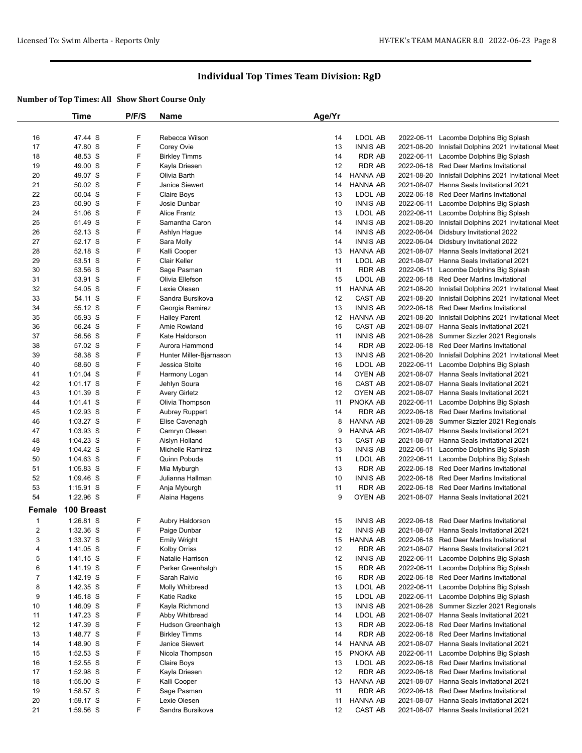# Individual Top Times Team Division: RgD

**Number of Top Times: All Show Short Course Only**

| | Time | P/F/S | Name | Age/Yr | | | |
|---|---|---|---|---|---|---|---|
| 16 | 47.44 S | F | Rebecca Wilson | 14 | LDOL AB | 2022-06-11 | Lacombe Dolphins Big Splash |
| 17 | 47.80 S | F | Corey Ovie | 13 | INNIS AB | 2021-08-20 | Innisfail Dolphins 2021 Invitational Meet |
| 18 | 48.53 S | F | Birkley Timms | 14 | RDR AB | 2022-06-11 | Lacombe Dolphins Big Splash |
| 19 | 49.00 S | F | Kayla Driesen | 12 | RDR AB | 2022-06-18 | Red Deer Marlins Invitational |
| 20 | 49.07 S | F | Olivia Barth | 14 | HANNA AB | 2021-08-20 | Innisfail Dolphins 2021 Invitational Meet |
| 21 | 50.02 S | F | Janice Siewert | 14 | HANNA AB | 2021-08-07 | Hanna Seals Invitational 2021 |
| 22 | 50.04 S | F | Claire Boys | 13 | LDOL AB | 2022-06-18 | Red Deer Marlins Invitational |
| 23 | 50.90 S | F | Josie Dunbar | 10 | INNIS AB | 2022-06-11 | Lacombe Dolphins Big Splash |
| 24 | 51.06 S | F | Alice Frantz | 13 | LDOL AB | 2022-06-11 | Lacombe Dolphins Big Splash |
| 25 | 51.49 S | F | Samantha Caron | 14 | INNIS AB | 2021-08-20 | Innisfail Dolphins 2021 Invitational Meet |
| 26 | 52.13 S | F | Ashlyn Hague | 14 | INNIS AB | 2022-06-04 | Didsbury Invitational 2022 |
| 27 | 52.17 S | F | Sara Molly | 14 | INNIS AB | 2022-06-04 | Didsbury Invitational 2022 |
| 28 | 52.18 S | F | Kalli Cooper | 13 | HANNA AB | 2021-08-07 | Hanna Seals Invitational 2021 |
| 29 | 53.51 S | F | Clair Keller | 11 | LDOL AB | 2021-08-07 | Hanna Seals Invitational 2021 |
| 30 | 53.56 S | F | Sage Pasman | 11 | RDR AB | 2022-06-11 | Lacombe Dolphins Big Splash |
| 31 | 53.91 S | F | Olivia Ellefson | 15 | LDOL AB | 2022-06-18 | Red Deer Marlins Invitational |
| 32 | 54.05 S | F | Lexie Olesen | 11 | HANNA AB | 2021-08-20 | Innisfail Dolphins 2021 Invitational Meet |
| 33 | 54.11 S | F | Sandra Bursikova | 12 | CAST AB | 2021-08-20 | Innisfail Dolphins 2021 Invitational Meet |
| 34 | 55.12 S | F | Georgia Ramirez | 13 | INNIS AB | 2022-06-18 | Red Deer Marlins Invitational |
| 35 | 55.93 S | F | Hailey Parent | 12 | HANNA AB | 2021-08-20 | Innisfail Dolphins 2021 Invitational Meet |
| 36 | 56.24 S | F | Amie Rowland | 16 | CAST AB | 2021-08-07 | Hanna Seals Invitational 2021 |
| 37 | 56.56 S | F | Kate Haldorson | 11 | INNIS AB | 2021-08-28 | Summer Sizzler 2021 Regionals |
| 38 | 57.02 S | F | Aurora Hammond | 14 | RDR AB | 2022-06-18 | Red Deer Marlins Invitational |
| 39 | 58.38 S | F | Hunter Miller-Bjarnason | 13 | INNIS AB | 2021-08-20 | Innisfail Dolphins 2021 Invitational Meet |
| 40 | 58.60 S | F | Jessica Stolte | 16 | LDOL AB | 2022-06-11 | Lacombe Dolphins Big Splash |
| 41 | 1:01.04 S | F | Harmony Logan | 14 | OYEN AB | 2021-08-07 | Hanna Seals Invitational 2021 |
| 42 | 1:01.17 S | F | Jehlyn Soura | 16 | CAST AB | 2021-08-07 | Hanna Seals Invitational 2021 |
| 43 | 1:01.39 S | F | Avery Girletz | 12 | OYEN AB | 2021-08-07 | Hanna Seals Invitational 2021 |
| 44 | 1:01.41 S | F | Olivia Thompson | 11 | PNOKA AB | 2022-06-11 | Lacombe Dolphins Big Splash |
| 45 | 1:02.93 S | F | Aubrey Ruppert | 14 | RDR AB | 2022-06-18 | Red Deer Marlins Invitational |
| 46 | 1:03.27 S | F | Elise Cavenagh | 8 | HANNA AB | 2021-08-28 | Summer Sizzler 2021 Regionals |
| 47 | 1:03.93 S | F | Camryn Olesen | 9 | HANNA AB | 2021-08-07 | Hanna Seals Invitational 2021 |
| 48 | 1:04.23 S | F | Aislyn Holland | 13 | CAST AB | 2021-08-07 | Hanna Seals Invitational 2021 |
| 49 | 1:04.42 S | F | Michelle Ramirez | 13 | INNIS AB | 2022-06-11 | Lacombe Dolphins Big Splash |
| 50 | 1:04.63 S | F | Quinn Pobuda | 11 | LDOL AB | 2022-06-11 | Lacombe Dolphins Big Splash |
| 51 | 1:05.83 S | F | Mia Myburgh | 13 | RDR AB | 2022-06-18 | Red Deer Marlins Invitational |
| 52 | 1:09.46 S | F | Julianna Hallman | 10 | INNIS AB | 2022-06-18 | Red Deer Marlins Invitational |
| 53 | 1:15.91 S | F | Anja Myburgh | 11 | RDR AB | 2022-06-18 | Red Deer Marlins Invitational |
| 54 | 1:22.96 S | F | Alaina Hagens | 9 | OYEN AB | 2021-08-07 | Hanna Seals Invitational 2021 |

## Female 100 Breast

| | Time | P/F/S | Name | Age/Yr | | | |
|---|---|---|---|---|---|---|---|
| 1 | 1:26.81 S | F | Aubry Haldorson | 15 | INNIS AB | 2022-06-18 | Red Deer Marlins Invitational |
| 2 | 1:32.36 S | F | Paige Dunbar | 12 | INNIS AB | 2021-08-07 | Hanna Seals Invitational 2021 |
| 3 | 1:33.37 S | F | Emily Wright | 15 | HANNA AB | 2022-06-18 | Red Deer Marlins Invitational |
| 4 | 1:41.05 S | F | Kolby Orriss | 12 | RDR AB | 2021-08-07 | Hanna Seals Invitational 2021 |
| 5 | 1:41.15 S | F | Natalie Harrison | 12 | INNIS AB | 2022-06-11 | Lacombe Dolphins Big Splash |
| 6 | 1:41.19 S | F | Parker Greenhalgh | 15 | RDR AB | 2022-06-11 | Lacombe Dolphins Big Splash |
| 7 | 1:42.19 S | F | Sarah Raivio | 16 | RDR AB | 2022-06-18 | Red Deer Marlins Invitational |
| 8 | 1:42.35 S | F | Molly Whitbread | 13 | LDOL AB | 2022-06-11 | Lacombe Dolphins Big Splash |
| 9 | 1:45.18 S | F | Katie Radke | 15 | LDOL AB | 2022-06-11 | Lacombe Dolphins Big Splash |
| 10 | 1:46.09 S | F | Kayla Richmond | 13 | INNIS AB | 2021-08-28 | Summer Sizzler 2021 Regionals |
| 11 | 1:47.23 S | F | Abby Whitbread | 14 | LDOL AB | 2021-08-07 | Hanna Seals Invitational 2021 |
| 12 | 1:47.39 S | F | Hudson Greenhalgh | 13 | RDR AB | 2022-06-18 | Red Deer Marlins Invitational |
| 13 | 1:48.77 S | F | Birkley Timms | 14 | RDR AB | 2022-06-18 | Red Deer Marlins Invitational |
| 14 | 1:48.90 S | F | Janice Siewert | 14 | HANNA AB | 2021-08-07 | Hanna Seals Invitational 2021 |
| 15 | 1:52.53 S | F | Nicola Thompson | 15 | PNOKA AB | 2022-06-11 | Lacombe Dolphins Big Splash |
| 16 | 1:52.55 S | F | Claire Boys | 13 | LDOL AB | 2022-06-18 | Red Deer Marlins Invitational |
| 17 | 1:52.98 S | F | Kayla Driesen | 12 | RDR AB | 2022-06-18 | Red Deer Marlins Invitational |
| 18 | 1:55.00 S | F | Kalli Cooper | 13 | HANNA AB | 2021-08-07 | Hanna Seals Invitational 2021 |
| 19 | 1:58.57 S | F | Sage Pasman | 11 | RDR AB | 2022-06-18 | Red Deer Marlins Invitational |
| 20 | 1:59.17 S | F | Lexie Olesen | 11 | HANNA AB | 2021-08-07 | Hanna Seals Invitational 2021 |
| 21 | 1:59.56 S | F | Sandra Bursikova | 12 | CAST AB | 2021-08-07 | Hanna Seals Invitational 2021 |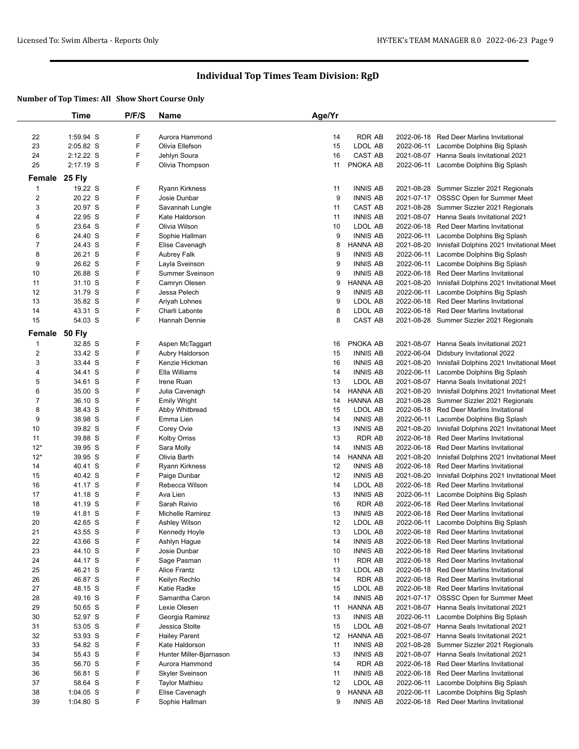# Individual Top Times Team Division: RgD

### Number of Top Times: All Show Short Course Only

| | Time | P/F/S | Name | Age/Yr | | | |
|---|---|---|---|---|---|---|---|
| 22 | 1:59.94 S | F | Aurora Hammond | 14 | RDR AB | 2022-06-18 | Red Deer Marlins Invitational |
| 23 | 2:05.82 S | F | Olivia Ellefson | 15 | LDOL AB | 2022-06-11 | Lacombe Dolphins Big Splash |
| 24 | 2:12.22 S | F | Jehlyn Soura | 16 | CAST AB | 2021-08-07 | Hanna Seals Invitational 2021 |
| 25 | 2:17.19 S | F | Olivia Thompson | 11 | PNOKA AB | 2022-06-11 | Lacombe Dolphins Big Splash |
| **Female 25 Fly** | | | | | | | |
| 1 | 19.22 S | F | Ryann Kirkness | 11 | INNIS AB | 2021-08-28 | Summer Sizzler 2021 Regionals |
| 2 | 20.22 S | F | Josie Dunbar | 9 | INNIS AB | 2021-07-17 | OSSSC Open for Summer Meet |
| 3 | 20.97 S | F | Savannah Lungle | 11 | CAST AB | 2021-08-28 | Summer Sizzler 2021 Regionals |
| 4 | 22.95 S | F | Kate Haldorson | 11 | INNIS AB | 2021-08-07 | Hanna Seals Invitational 2021 |
| 5 | 23.64 S | F | Olivia Wilson | 10 | LDOL AB | 2022-06-18 | Red Deer Marlins Invitational |
| 6 | 24.40 S | F | Sophie Hallman | 9 | INNIS AB | 2022-06-11 | Lacombe Dolphins Big Splash |
| 7 | 24.43 S | F | Elise Cavenagh | 8 | HANNA AB | 2021-08-20 | Innisfail Dolphins 2021 Invitational Meet |
| 8 | 26.21 S | F | Aubrey Falk | 9 | INNIS AB | 2022-06-11 | Lacombe Dolphins Big Splash |
| 9 | 26.62 S | F | Layla Sveinson | 9 | INNIS AB | 2022-06-11 | Lacombe Dolphins Big Splash |
| 10 | 26.88 S | F | Summer Sveinson | 9 | INNIS AB | 2022-06-18 | Red Deer Marlins Invitational |
| 11 | 31.10 S | F | Camryn Olesen | 9 | HANNA AB | 2021-08-20 | Innisfail Dolphins 2021 Invitational Meet |
| 12 | 31.79 S | F | Jessa Pelech | 9 | INNIS AB | 2022-06-11 | Lacombe Dolphins Big Splash |
| 13 | 35.82 S | F | Ariyah Lohnes | 9 | LDOL AB | 2022-06-18 | Red Deer Marlins Invitational |
| 14 | 43.31 S | F | Charli Labonte | 8 | LDOL AB | 2022-06-18 | Red Deer Marlins Invitational |
| 15 | 54.03 S | F | Hannah Dennie | 8 | CAST AB | 2021-08-28 | Summer Sizzler 2021 Regionals |
| **Female 50 Fly** | | | | | | | |
| 1 | 32.85 S | F | Aspen McTaggart | 16 | PNOKA AB | 2021-08-07 | Hanna Seals Invitational 2021 |
| 2 | 33.42 S | F | Aubry Haldorson | 15 | INNIS AB | 2022-06-04 | Didsbury Invitational 2022 |
| 3 | 33.44 S | F | Kenzie Hickman | 16 | INNIS AB | 2021-08-20 | Innisfail Dolphins 2021 Invitational Meet |
| 4 | 34.41 S | F | Ella Williams | 14 | INNIS AB | 2022-06-11 | Lacombe Dolphins Big Splash |
| 5 | 34.61 S | F | Irene Ruan | 13 | LDOL AB | 2021-08-07 | Hanna Seals Invitational 2021 |
| 6 | 35.00 S | F | Julia Cavenagh | 14 | HANNA AB | 2021-08-20 | Innisfail Dolphins 2021 Invitational Meet |
| 7 | 36.10 S | F | Emily Wright | 14 | HANNA AB | 2021-08-28 | Summer Sizzler 2021 Regionals |
| 8 | 38.43 S | F | Abby Whitbread | 15 | LDOL AB | 2022-06-18 | Red Deer Marlins Invitational |
| 9 | 38.98 S | F | Emma Lien | 14 | INNIS AB | 2022-06-11 | Lacombe Dolphins Big Splash |
| 10 | 39.82 S | F | Corey Ovie | 13 | INNIS AB | 2021-08-20 | Innisfail Dolphins 2021 Invitational Meet |
| 11 | 39.88 S | F | Kolby Orriss | 13 | RDR AB | 2022-06-18 | Red Deer Marlins Invitational |
| 12* | 39.95 S | F | Sara Molly | 14 | INNIS AB | 2022-06-18 | Red Deer Marlins Invitational |
| 12* | 39.95 S | F | Olivia Barth | 14 | HANNA AB | 2021-08-20 | Innisfail Dolphins 2021 Invitational Meet |
| 14 | 40.41 S | F | Ryann Kirkness | 12 | INNIS AB | 2022-06-18 | Red Deer Marlins Invitational |
| 15 | 40.42 S | F | Paige Dunbar | 12 | INNIS AB | 2021-08-20 | Innisfail Dolphins 2021 Invitational Meet |
| 16 | 41.17 S | F | Rebecca Wilson | 14 | LDOL AB | 2022-06-18 | Red Deer Marlins Invitational |
| 17 | 41.18 S | F | Ava Lien | 13 | INNIS AB | 2022-06-11 | Lacombe Dolphins Big Splash |
| 18 | 41.19 S | F | Sarah Raivio | 16 | RDR AB | 2022-06-18 | Red Deer Marlins Invitational |
| 19 | 41.81 S | F | Michelle Ramirez | 13 | INNIS AB | 2022-06-18 | Red Deer Marlins Invitational |
| 20 | 42.65 S | F | Ashley Wilson | 12 | LDOL AB | 2022-06-11 | Lacombe Dolphins Big Splash |
| 21 | 43.55 S | F | Kennedy Hoyle | 13 | LDOL AB | 2022-06-18 | Red Deer Marlins Invitational |
| 22 | 43.66 S | F | Ashlyn Hague | 14 | INNIS AB | 2022-06-18 | Red Deer Marlins Invitational |
| 23 | 44.10 S | F | Josie Dunbar | 10 | INNIS AB | 2022-06-18 | Red Deer Marlins Invitational |
| 24 | 44.17 S | F | Sage Pasman | 11 | RDR AB | 2022-06-18 | Red Deer Marlins Invitational |
| 25 | 46.21 S | F | Alice Frantz | 13 | LDOL AB | 2022-06-18 | Red Deer Marlins Invitational |
| 26 | 46.87 S | F | Keilyn Rechlo | 14 | RDR AB | 2022-06-18 | Red Deer Marlins Invitational |
| 27 | 48.15 S | F | Katie Radke | 15 | LDOL AB | 2022-06-18 | Red Deer Marlins Invitational |
| 28 | 49.16 S | F | Samantha Caron | 14 | INNIS AB | 2021-07-17 | OSSSC Open for Summer Meet |
| 29 | 50.65 S | F | Lexie Olesen | 11 | HANNA AB | 2021-08-07 | Hanna Seals Invitational 2021 |
| 30 | 52.97 S | F | Georgia Ramirez | 13 | INNIS AB | 2022-06-11 | Lacombe Dolphins Big Splash |
| 31 | 53.05 S | F | Jessica Stolte | 15 | LDOL AB | 2021-08-07 | Hanna Seals Invitational 2021 |
| 32 | 53.93 S | F | Hailey Parent | 12 | HANNA AB | 2021-08-07 | Hanna Seals Invitational 2021 |
| 33 | 54.82 S | F | Kate Haldorson | 11 | INNIS AB | 2021-08-28 | Summer Sizzler 2021 Regionals |
| 34 | 55.43 S | F | Hunter Miller-Bjarnason | 13 | INNIS AB | 2021-08-07 | Hanna Seals Invitational 2021 |
| 35 | 56.70 S | F | Aurora Hammond | 14 | RDR AB | 2022-06-18 | Red Deer Marlins Invitational |
| 36 | 56.81 S | F | Skyler Sveinson | 11 | INNIS AB | 2022-06-18 | Red Deer Marlins Invitational |
| 37 | 58.64 S | F | Taylor Mathieu | 12 | LDOL AB | 2022-06-11 | Lacombe Dolphins Big Splash |
| 38 | 1:04.05 S | F | Elise Cavenagh | 9 | HANNA AB | 2022-06-11 | Lacombe Dolphins Big Splash |
| 39 | 1:04.80 S | F | Sophie Hallman | 9 | INNIS AB | 2022-06-18 | Red Deer Marlins Invitational |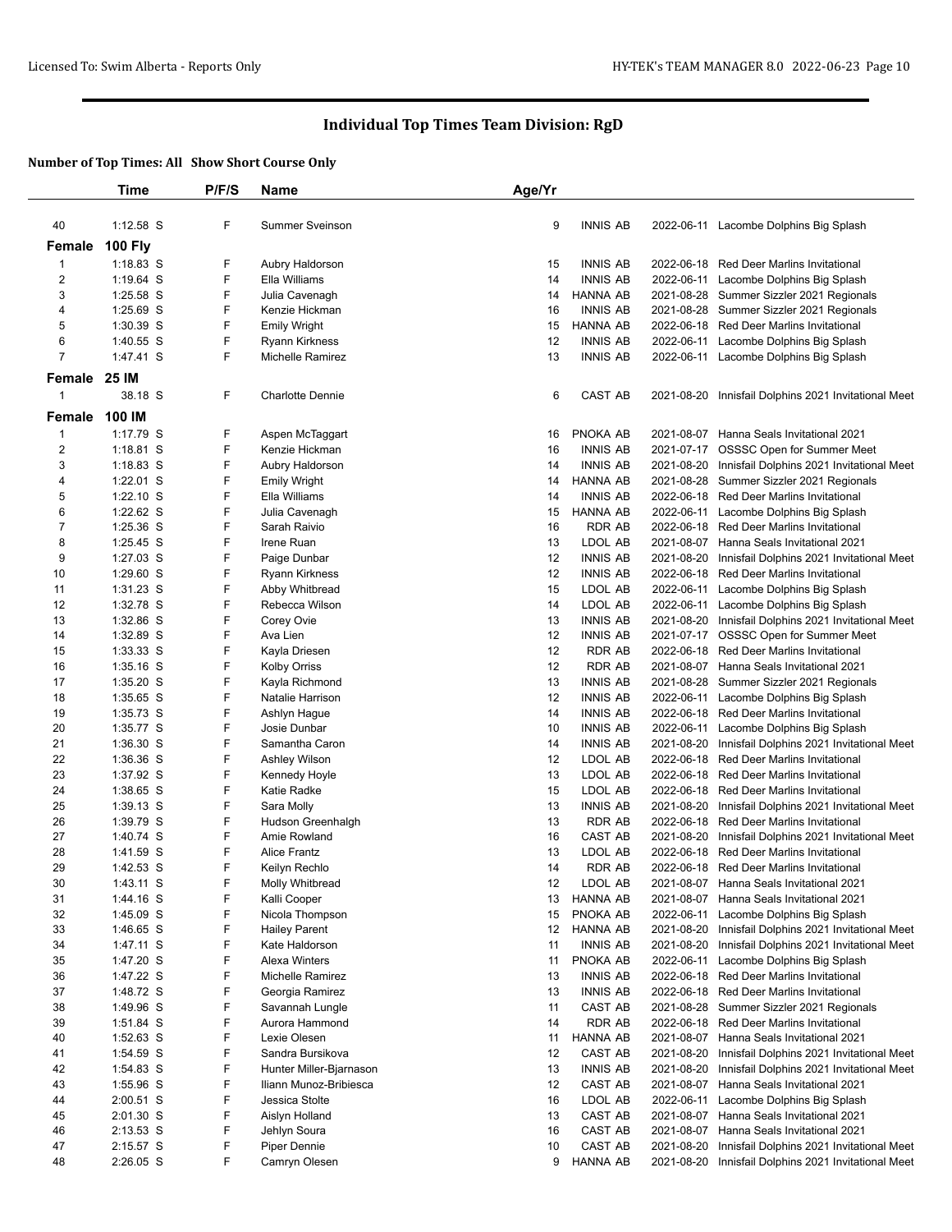## Individual Top Times Team Division: RgD

**Number of Top Times: All Show Short Course Only**

| | Time | P/F/S | Name | Age/Yr | | | |
|---|---|---|---|---|---|---|---|
| 40 | 1:12.58 S | F | Summer Sveinson | 9 | INNIS AB | 2022-06-11 | Lacombe Dolphins Big Splash |

**Female 100 Fly**

| | Time | P/F/S | Name | Age/Yr | | | |
|---|---|---|---|---|---|---|---|
| 1 | 1:18.83 S | F | Aubry Haldorson | 15 | INNIS AB | 2022-06-18 | Red Deer Marlins Invitational |
| 2 | 1:19.64 S | F | Ella Williams | 14 | INNIS AB | 2022-06-11 | Lacombe Dolphins Big Splash |
| 3 | 1:25.58 S | F | Julia Cavenagh | 14 | HANNA AB | 2021-08-28 | Summer Sizzler 2021 Regionals |
| 4 | 1:25.69 S | F | Kenzie Hickman | 16 | INNIS AB | 2021-08-28 | Summer Sizzler 2021 Regionals |
| 5 | 1:30.39 S | F | Emily Wright | 15 | HANNA AB | 2022-06-18 | Red Deer Marlins Invitational |
| 6 | 1:40.55 S | F | Ryann Kirkness | 12 | INNIS AB | 2022-06-11 | Lacombe Dolphins Big Splash |
| 7 | 1:47.41 S | F | Michelle Ramirez | 13 | INNIS AB | 2022-06-11 | Lacombe Dolphins Big Splash |

**Female 25 IM**

| | Time | P/F/S | Name | Age/Yr | | | |
|---|---|---|---|---|---|---|---|
| 1 | 38.18 S | F | Charlotte Dennie | 6 | CAST AB | 2021-08-20 | Innisfail Dolphins 2021 Invitational Meet |

**Female 100 IM**

| | Time | P/F/S | Name | Age/Yr | | | |
|---|---|---|---|---|---|---|---|
| 1 | 1:17.79 S | F | Aspen McTaggart | 16 | PNOKA AB | 2021-08-07 | Hanna Seals Invitational 2021 |
| 2 | 1:18.81 S | F | Kenzie Hickman | 16 | INNIS AB | 2021-07-17 | OSSSC Open for Summer Meet |
| 3 | 1:18.83 S | F | Aubry Haldorson | 14 | INNIS AB | 2021-08-20 | Innisfail Dolphins 2021 Invitational Meet |
| 4 | 1:22.01 S | F | Emily Wright | 14 | HANNA AB | 2021-08-28 | Summer Sizzler 2021 Regionals |
| 5 | 1:22.10 S | F | Ella Williams | 14 | INNIS AB | 2022-06-18 | Red Deer Marlins Invitational |
| 6 | 1:22.62 S | F | Julia Cavenagh | 15 | HANNA AB | 2022-06-11 | Lacombe Dolphins Big Splash |
| 7 | 1:25.36 S | F | Sarah Raivio | 16 | RDR AB | 2022-06-18 | Red Deer Marlins Invitational |
| 8 | 1:25.45 S | F | Irene Ruan | 13 | LDOL AB | 2021-08-07 | Hanna Seals Invitational 2021 |
| 9 | 1:27.03 S | F | Paige Dunbar | 12 | INNIS AB | 2021-08-20 | Innisfail Dolphins 2021 Invitational Meet |
| 10 | 1:29.60 S | F | Ryann Kirkness | 12 | INNIS AB | 2022-06-18 | Red Deer Marlins Invitational |
| 11 | 1:31.23 S | F | Abby Whitbread | 15 | LDOL AB | 2022-06-11 | Lacombe Dolphins Big Splash |
| 12 | 1:32.78 S | F | Rebecca Wilson | 14 | LDOL AB | 2022-06-11 | Lacombe Dolphins Big Splash |
| 13 | 1:32.86 S | F | Corey Ovie | 13 | INNIS AB | 2021-08-20 | Innisfail Dolphins 2021 Invitational Meet |
| 14 | 1:32.89 S | F | Ava Lien | 12 | INNIS AB | 2021-07-17 | OSSSC Open for Summer Meet |
| 15 | 1:33.33 S | F | Kayla Driesen | 12 | RDR AB | 2022-06-18 | Red Deer Marlins Invitational |
| 16 | 1:35.16 S | F | Kolby Orriss | 12 | RDR AB | 2021-08-07 | Hanna Seals Invitational 2021 |
| 17 | 1:35.20 S | F | Kayla Richmond | 13 | INNIS AB | 2021-08-28 | Summer Sizzler 2021 Regionals |
| 18 | 1:35.65 S | F | Natalie Harrison | 12 | INNIS AB | 2022-06-11 | Lacombe Dolphins Big Splash |
| 19 | 1:35.73 S | F | Ashlyn Hague | 14 | INNIS AB | 2022-06-18 | Red Deer Marlins Invitational |
| 20 | 1:35.77 S | F | Josie Dunbar | 10 | INNIS AB | 2022-06-11 | Lacombe Dolphins Big Splash |
| 21 | 1:36.30 S | F | Samantha Caron | 14 | INNIS AB | 2021-08-20 | Innisfail Dolphins 2021 Invitational Meet |
| 22 | 1:36.36 S | F | Ashley Wilson | 12 | LDOL AB | 2022-06-18 | Red Deer Marlins Invitational |
| 23 | 1:37.92 S | F | Kennedy Hoyle | 13 | LDOL AB | 2022-06-18 | Red Deer Marlins Invitational |
| 24 | 1:38.65 S | F | Katie Radke | 15 | LDOL AB | 2022-06-18 | Red Deer Marlins Invitational |
| 25 | 1:39.13 S | F | Sara Molly | 13 | INNIS AB | 2021-08-20 | Innisfail Dolphins 2021 Invitational Meet |
| 26 | 1:39.79 S | F | Hudson Greenhalgh | 13 | RDR AB | 2022-06-18 | Red Deer Marlins Invitational |
| 27 | 1:40.74 S | F | Amie Rowland | 16 | CAST AB | 2021-08-20 | Innisfail Dolphins 2021 Invitational Meet |
| 28 | 1:41.59 S | F | Alice Frantz | 13 | LDOL AB | 2022-06-18 | Red Deer Marlins Invitational |
| 29 | 1:42.53 S | F | Keilyn Rechlo | 14 | RDR AB | 2022-06-18 | Red Deer Marlins Invitational |
| 30 | 1:43.11 S | F | Molly Whitbread | 12 | LDOL AB | 2021-08-07 | Hanna Seals Invitational 2021 |
| 31 | 1:44.16 S | F | Kalli Cooper | 13 | HANNA AB | 2021-08-07 | Hanna Seals Invitational 2021 |
| 32 | 1:45.09 S | F | Nicola Thompson | 15 | PNOKA AB | 2022-06-11 | Lacombe Dolphins Big Splash |
| 33 | 1:46.65 S | F | Hailey Parent | 12 | HANNA AB | 2021-08-20 | Innisfail Dolphins 2021 Invitational Meet |
| 34 | 1:47.11 S | F | Kate Haldorson | 11 | INNIS AB | 2021-08-20 | Innisfail Dolphins 2021 Invitational Meet |
| 35 | 1:47.20 S | F | Alexa Winters | 11 | PNOKA AB | 2022-06-11 | Lacombe Dolphins Big Splash |
| 36 | 1:47.22 S | F | Michelle Ramirez | 13 | INNIS AB | 2022-06-18 | Red Deer Marlins Invitational |
| 37 | 1:48.72 S | F | Georgia Ramirez | 13 | INNIS AB | 2022-06-18 | Red Deer Marlins Invitational |
| 38 | 1:49.96 S | F | Savannah Lungle | 11 | CAST AB | 2021-08-28 | Summer Sizzler 2021 Regionals |
| 39 | 1:51.84 S | F | Aurora Hammond | 14 | RDR AB | 2022-06-18 | Red Deer Marlins Invitational |
| 40 | 1:52.63 S | F | Lexie Olesen | 11 | HANNA AB | 2021-08-07 | Hanna Seals Invitational 2021 |
| 41 | 1:54.59 S | F | Sandra Bursikova | 12 | CAST AB | 2021-08-20 | Innisfail Dolphins 2021 Invitational Meet |
| 42 | 1:54.83 S | F | Hunter Miller-Bjarnason | 13 | INNIS AB | 2021-08-20 | Innisfail Dolphins 2021 Invitational Meet |
| 43 | 1:55.96 S | F | Iliann Munoz-Bribiesca | 12 | CAST AB | 2021-08-07 | Hanna Seals Invitational 2021 |
| 44 | 2:00.51 S | F | Jessica Stolte | 16 | LDOL AB | 2022-06-11 | Lacombe Dolphins Big Splash |
| 45 | 2:01.30 S | F | Aislyn Holland | 13 | CAST AB | 2021-08-07 | Hanna Seals Invitational 2021 |
| 46 | 2:13.53 S | F | Jehlyn Soura | 16 | CAST AB | 2021-08-07 | Hanna Seals Invitational 2021 |
| 47 | 2:15.57 S | F | Piper Dennie | 10 | CAST AB | 2021-08-20 | Innisfail Dolphins 2021 Invitational Meet |
| 48 | 2:26.05 S | F | Camryn Olesen | 9 | HANNA AB | 2021-08-20 | Innisfail Dolphins 2021 Invitational Meet |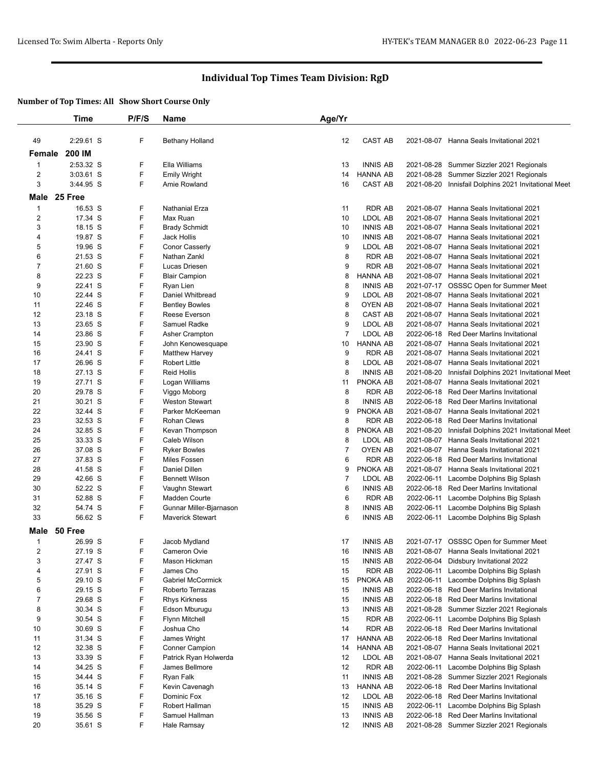# Individual Top Times Team Division: RgD

**Number of Top Times: All Show Short Course Only**

| | Time | P/F/S | Name | Age/Yr | | | |
|---|---|---|---|---|---|---|---|
| 49 | 2:29.61 S | F | Bethany Holland | 12 | CAST AB | 2021-08-07 | Hanna Seals Invitational 2021 |
| **Female** | **200 IM** | | | | | | |
| 1 | 2:53.32 S | F | Ella Williams | 13 | INNIS AB | 2021-08-28 | Summer Sizzler 2021 Regionals |
| 2 | 3:03.61 S | F | Emily Wright | 14 | HANNA AB | 2021-08-28 | Summer Sizzler 2021 Regionals |
| 3 | 3:44.95 S | F | Amie Rowland | 16 | CAST AB | 2021-08-20 | Innisfail Dolphins 2021 Invitational Meet |
| **Male** | **25 Free** | | | | | | |
| 1 | 16.53 S | F | Nathanial Erza | 11 | RDR AB | 2021-08-07 | Hanna Seals Invitational 2021 |
| 2 | 17.34 S | F | Max Ruan | 10 | LDOL AB | 2021-08-07 | Hanna Seals Invitational 2021 |
| 3 | 18.15 S | F | Brady Schmidt | 10 | INNIS AB | 2021-08-07 | Hanna Seals Invitational 2021 |
| 4 | 19.87 S | F | Jack Hollis | 10 | INNIS AB | 2021-08-07 | Hanna Seals Invitational 2021 |
| 5 | 19.96 S | F | Conor Casserly | 9 | LDOL AB | 2021-08-07 | Hanna Seals Invitational 2021 |
| 6 | 21.53 S | F | Nathan Zankl | 8 | RDR AB | 2021-08-07 | Hanna Seals Invitational 2021 |
| 7 | 21.60 S | F | Lucas Driesen | 9 | RDR AB | 2021-08-07 | Hanna Seals Invitational 2021 |
| 8 | 22.23 S | F | Blair Campion | 8 | HANNA AB | 2021-08-07 | Hanna Seals Invitational 2021 |
| 9 | 22.41 S | F | Ryan Lien | 8 | INNIS AB | 2021-07-17 | OSSSC Open for Summer Meet |
| 10 | 22.44 S | F | Daniel Whitbread | 9 | LDOL AB | 2021-08-07 | Hanna Seals Invitational 2021 |
| 11 | 22.46 S | F | Bentley Bowles | 8 | OYEN AB | 2021-08-07 | Hanna Seals Invitational 2021 |
| 12 | 23.18 S | F | Reese Everson | 8 | CAST AB | 2021-08-07 | Hanna Seals Invitational 2021 |
| 13 | 23.65 S | F | Samuel Radke | 9 | LDOL AB | 2021-08-07 | Hanna Seals Invitational 2021 |
| 14 | 23.86 S | F | Asher Crampton | 7 | LDOL AB | 2022-06-18 | Red Deer Marlins Invitational |
| 15 | 23.90 S | F | John Kenowesquape | 10 | HANNA AB | 2021-08-07 | Hanna Seals Invitational 2021 |
| 16 | 24.41 S | F | Matthew Harvey | 9 | RDR AB | 2021-08-07 | Hanna Seals Invitational 2021 |
| 17 | 26.96 S | F | Robert Little | 8 | LDOL AB | 2021-08-07 | Hanna Seals Invitational 2021 |
| 18 | 27.13 S | F | Reid Hollis | 8 | INNIS AB | 2021-08-20 | Innisfail Dolphins 2021 Invitational Meet |
| 19 | 27.71 S | F | Logan Williams | 11 | PNOKA AB | 2021-08-07 | Hanna Seals Invitational 2021 |
| 20 | 29.78 S | F | Viggo Moborg | 8 | RDR AB | 2022-06-18 | Red Deer Marlins Invitational |
| 21 | 30.21 S | F | Weston Stewart | 8 | INNIS AB | 2022-06-18 | Red Deer Marlins Invitational |
| 22 | 32.44 S | F | Parker McKeeman | 9 | PNOKA AB | 2021-08-07 | Hanna Seals Invitational 2021 |
| 23 | 32.53 S | F | Rohan Clews | 8 | RDR AB | 2022-06-18 | Red Deer Marlins Invitational |
| 24 | 32.85 S | F | Kevan Thompson | 8 | PNOKA AB | 2021-08-20 | Innisfail Dolphins 2021 Invitational Meet |
| 25 | 33.33 S | F | Caleb Wilson | 8 | LDOL AB | 2021-08-07 | Hanna Seals Invitational 2021 |
| 26 | 37.08 S | F | Ryker Bowles | 7 | OYEN AB | 2021-08-07 | Hanna Seals Invitational 2021 |
| 27 | 37.83 S | F | Miles Fossen | 6 | RDR AB | 2022-06-18 | Red Deer Marlins Invitational |
| 28 | 41.58 S | F | Daniel Dillen | 9 | PNOKA AB | 2021-08-07 | Hanna Seals Invitational 2021 |
| 29 | 42.66 S | F | Bennett Wilson | 7 | LDOL AB | 2022-06-11 | Lacombe Dolphins Big Splash |
| 30 | 52.22 S | F | Vaughn Stewart | 6 | INNIS AB | 2022-06-18 | Red Deer Marlins Invitational |
| 31 | 52.88 S | F | Madden Courte | 6 | RDR AB | 2022-06-11 | Lacombe Dolphins Big Splash |
| 32 | 54.74 S | F | Gunnar Miller-Bjarnason | 8 | INNIS AB | 2022-06-11 | Lacombe Dolphins Big Splash |
| 33 | 56.62 S | F | Maverick Stewart | 6 | INNIS AB | 2022-06-11 | Lacombe Dolphins Big Splash |
| **Male** | **50 Free** | | | | | | |
| 1 | 26.99 S | F | Jacob Mydland | 17 | INNIS AB | 2021-07-17 | OSSSC Open for Summer Meet |
| 2 | 27.19 S | F | Cameron Ovie | 16 | INNIS AB | 2021-08-07 | Hanna Seals Invitational 2021 |
| 3 | 27.47 S | F | Mason Hickman | 15 | INNIS AB | 2022-06-04 | Didsbury Invitational 2022 |
| 4 | 27.91 S | F | James Cho | 15 | RDR AB | 2022-06-11 | Lacombe Dolphins Big Splash |
| 5 | 29.10 S | F | Gabriel McCormick | 15 | PNOKA AB | 2022-06-11 | Lacombe Dolphins Big Splash |
| 6 | 29.15 S | F | Roberto Terrazas | 15 | INNIS AB | 2022-06-18 | Red Deer Marlins Invitational |
| 7 | 29.68 S | F | Rhys Kirkness | 15 | INNIS AB | 2022-06-18 | Red Deer Marlins Invitational |
| 8 | 30.34 S | F | Edson Mburugu | 13 | INNIS AB | 2021-08-28 | Summer Sizzler 2021 Regionals |
| 9 | 30.54 S | F | Flynn Mitchell | 15 | RDR AB | 2022-06-11 | Lacombe Dolphins Big Splash |
| 10 | 30.69 S | F | Joshua Cho | 14 | RDR AB | 2022-06-18 | Red Deer Marlins Invitational |
| 11 | 31.34 S | F | James Wright | 17 | HANNA AB | 2022-06-18 | Red Deer Marlins Invitational |
| 12 | 32.38 S | F | Conner Campion | 14 | HANNA AB | 2021-08-07 | Hanna Seals Invitational 2021 |
| 13 | 33.39 S | F | Patrick Ryan Holwerda | 12 | LDOL AB | 2021-08-07 | Hanna Seals Invitational 2021 |
| 14 | 34.25 S | F | James Bellmore | 12 | RDR AB | 2022-06-11 | Lacombe Dolphins Big Splash |
| 15 | 34.44 S | F | Ryan Falk | 11 | INNIS AB | 2021-08-28 | Summer Sizzler 2021 Regionals |
| 16 | 35.14 S | F | Kevin Cavenagh | 13 | HANNA AB | 2022-06-18 | Red Deer Marlins Invitational |
| 17 | 35.16 S | F | Dominic Fox | 12 | LDOL AB | 2022-06-18 | Red Deer Marlins Invitational |
| 18 | 35.29 S | F | Robert Hallman | 15 | INNIS AB | 2022-06-11 | Lacombe Dolphins Big Splash |
| 19 | 35.56 S | F | Samuel Hallman | 13 | INNIS AB | 2022-06-18 | Red Deer Marlins Invitational |
| 20 | 35.61 S | F | Hale Ramsay | 12 | INNIS AB | 2021-08-28 | Summer Sizzler 2021 Regionals |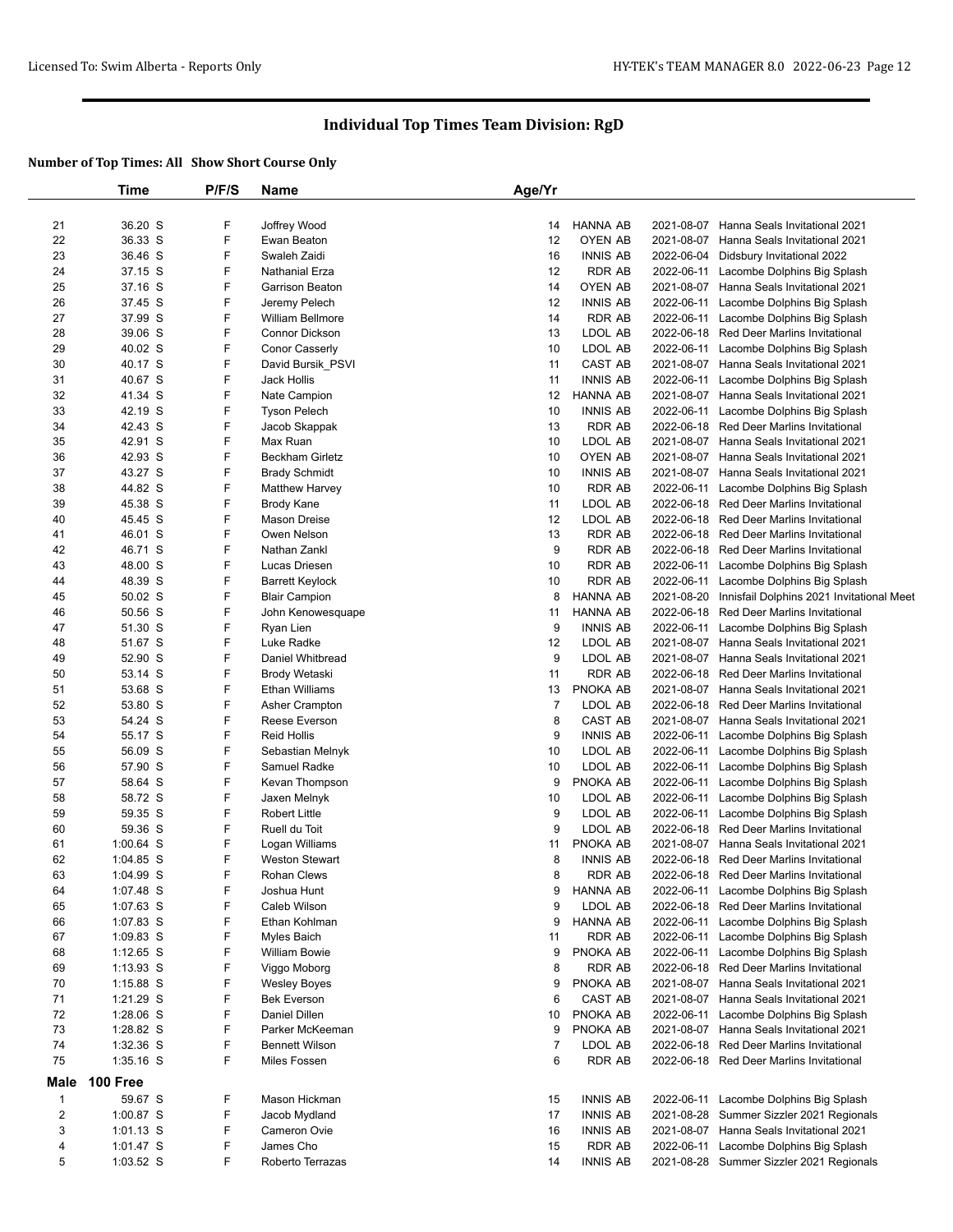## Individual Top Times Team Division: RgD

### Number of Top Times: All Show Short Course Only

| | Time | P/F/S | Name | Age/Yr | | | |
|---|---|---|---|---|---|---|---|
| 21 | 36.20 S | F | Joffrey Wood | 14 | HANNA AB | 2021-08-07 | Hanna Seals Invitational 2021 |
| 22 | 36.33 S | F | Ewan Beaton | 12 | OYEN AB | 2021-08-07 | Hanna Seals Invitational 2021 |
| 23 | 36.46 S | F | Swaleh Zaidi | 16 | INNIS AB | 2022-06-04 | Didsbury Invitational 2022 |
| 24 | 37.15 S | F | Nathanial Erza | 12 | RDR AB | 2022-06-11 | Lacombe Dolphins Big Splash |
| 25 | 37.16 S | F | Garrison Beaton | 14 | OYEN AB | 2021-08-07 | Hanna Seals Invitational 2021 |
| 26 | 37.45 S | F | Jeremy Pelech | 12 | INNIS AB | 2022-06-11 | Lacombe Dolphins Big Splash |
| 27 | 37.99 S | F | William Bellmore | 14 | RDR AB | 2022-06-11 | Lacombe Dolphins Big Splash |
| 28 | 39.06 S | F | Connor Dickson | 13 | LDOL AB | 2022-06-18 | Red Deer Marlins Invitational |
| 29 | 40.02 S | F | Conor Casserly | 10 | LDOL AB | 2022-06-11 | Lacombe Dolphins Big Splash |
| 30 | 40.17 S | F | David Bursik_PSVI | 11 | CAST AB | 2021-08-07 | Hanna Seals Invitational 2021 |
| 31 | 40.67 S | F | Jack Hollis | 11 | INNIS AB | 2022-06-11 | Lacombe Dolphins Big Splash |
| 32 | 41.34 S | F | Nate Campion | 12 | HANNA AB | 2021-08-07 | Hanna Seals Invitational 2021 |
| 33 | 42.19 S | F | Tyson Pelech | 10 | INNIS AB | 2022-06-11 | Lacombe Dolphins Big Splash |
| 34 | 42.43 S | F | Jacob Skappak | 13 | RDR AB | 2022-06-18 | Red Deer Marlins Invitational |
| 35 | 42.91 S | F | Max Ruan | 10 | LDOL AB | 2021-08-07 | Hanna Seals Invitational 2021 |
| 36 | 42.93 S | F | Beckham Girletz | 10 | OYEN AB | 2021-08-07 | Hanna Seals Invitational 2021 |
| 37 | 43.27 S | F | Brady Schmidt | 10 | INNIS AB | 2021-08-07 | Hanna Seals Invitational 2021 |
| 38 | 44.82 S | F | Matthew Harvey | 10 | RDR AB | 2022-06-11 | Lacombe Dolphins Big Splash |
| 39 | 45.38 S | F | Brody Kane | 11 | LDOL AB | 2022-06-18 | Red Deer Marlins Invitational |
| 40 | 45.45 S | F | Mason Dreise | 12 | LDOL AB | 2022-06-18 | Red Deer Marlins Invitational |
| 41 | 46.01 S | F | Owen Nelson | 13 | RDR AB | 2022-06-18 | Red Deer Marlins Invitational |
| 42 | 46.71 S | F | Nathan Zankl | 9 | RDR AB | 2022-06-18 | Red Deer Marlins Invitational |
| 43 | 48.00 S | F | Lucas Driesen | 10 | RDR AB | 2022-06-11 | Lacombe Dolphins Big Splash |
| 44 | 48.39 S | F | Barrett Keylock | 10 | RDR AB | 2022-06-11 | Lacombe Dolphins Big Splash |
| 45 | 50.02 S | F | Blair Campion | 8 | HANNA AB | 2021-08-20 | Innisfail Dolphins 2021 Invitational Meet |
| 46 | 50.56 S | F | John Kenowesquape | 11 | HANNA AB | 2022-06-18 | Red Deer Marlins Invitational |
| 47 | 51.30 S | F | Ryan Lien | 9 | INNIS AB | 2022-06-11 | Lacombe Dolphins Big Splash |
| 48 | 51.67 S | F | Luke Radke | 12 | LDOL AB | 2021-08-07 | Hanna Seals Invitational 2021 |
| 49 | 52.90 S | F | Daniel Whitbread | 9 | LDOL AB | 2021-08-07 | Hanna Seals Invitational 2021 |
| 50 | 53.14 S | F | Brody Wetaski | 11 | RDR AB | 2022-06-18 | Red Deer Marlins Invitational |
| 51 | 53.68 S | F | Ethan Williams | 13 | PNOKA AB | 2021-08-07 | Hanna Seals Invitational 2021 |
| 52 | 53.80 S | F | Asher Crampton | 7 | LDOL AB | 2022-06-18 | Red Deer Marlins Invitational |
| 53 | 54.24 S | F | Reese Everson | 8 | CAST AB | 2021-08-07 | Hanna Seals Invitational 2021 |
| 54 | 55.17 S | F | Reid Hollis | 9 | INNIS AB | 2022-06-11 | Lacombe Dolphins Big Splash |
| 55 | 56.09 S | F | Sebastian Melnyk | 10 | LDOL AB | 2022-06-11 | Lacombe Dolphins Big Splash |
| 56 | 57.90 S | F | Samuel Radke | 10 | LDOL AB | 2022-06-11 | Lacombe Dolphins Big Splash |
| 57 | 58.64 S | F | Kevan Thompson | 9 | PNOKA AB | 2022-06-11 | Lacombe Dolphins Big Splash |
| 58 | 58.72 S | F | Jaxen Melnyk | 10 | LDOL AB | 2022-06-11 | Lacombe Dolphins Big Splash |
| 59 | 59.35 S | F | Robert Little | 9 | LDOL AB | 2022-06-11 | Lacombe Dolphins Big Splash |
| 60 | 59.36 S | F | Ruell du Toit | 9 | LDOL AB | 2022-06-18 | Red Deer Marlins Invitational |
| 61 | 1:00.64 S | F | Logan Williams | 11 | PNOKA AB | 2021-08-07 | Hanna Seals Invitational 2021 |
| 62 | 1:04.85 S | F | Weston Stewart | 8 | INNIS AB | 2022-06-18 | Red Deer Marlins Invitational |
| 63 | 1:04.99 S | F | Rohan Clews | 8 | RDR AB | 2022-06-18 | Red Deer Marlins Invitational |
| 64 | 1:07.48 S | F | Joshua Hunt | 9 | HANNA AB | 2022-06-11 | Lacombe Dolphins Big Splash |
| 65 | 1:07.63 S | F | Caleb Wilson | 9 | LDOL AB | 2022-06-18 | Red Deer Marlins Invitational |
| 66 | 1:07.83 S | F | Ethan Kohlman | 9 | HANNA AB | 2022-06-11 | Lacombe Dolphins Big Splash |
| 67 | 1:09.83 S | F | Myles Baich | 11 | RDR AB | 2022-06-11 | Lacombe Dolphins Big Splash |
| 68 | 1:12.65 S | F | William Bowie | 9 | PNOKA AB | 2022-06-11 | Lacombe Dolphins Big Splash |
| 69 | 1:13.93 S | F | Viggo Moborg | 8 | RDR AB | 2022-06-18 | Red Deer Marlins Invitational |
| 70 | 1:15.88 S | F | Wesley Boyes | 9 | PNOKA AB | 2021-08-07 | Hanna Seals Invitational 2021 |
| 71 | 1:21.29 S | F | Bek Everson | 6 | CAST AB | 2021-08-07 | Hanna Seals Invitational 2021 |
| 72 | 1:28.06 S | F | Daniel Dillen | 10 | PNOKA AB | 2022-06-11 | Lacombe Dolphins Big Splash |
| 73 | 1:28.82 S | F | Parker McKeeman | 9 | PNOKA AB | 2021-08-07 | Hanna Seals Invitational 2021 |
| 74 | 1:32.36 S | F | Bennett Wilson | 7 | LDOL AB | 2022-06-18 | Red Deer Marlins Invitational |
| 75 | 1:35.16 S | F | Miles Fossen | 6 | RDR AB | 2022-06-18 | Red Deer Marlins Invitational |

### Male 100 Free

| | Time | P/F/S | Name | Age/Yr | | | |
|---|---|---|---|---|---|---|---|
| 1 | 59.67 S | F | Mason Hickman | 15 | INNIS AB | 2022-06-11 | Lacombe Dolphins Big Splash |
| 2 | 1:00.87 S | F | Jacob Mydland | 17 | INNIS AB | 2021-08-28 | Summer Sizzler 2021 Regionals |
| 3 | 1:01.13 S | F | Cameron Ovie | 16 | INNIS AB | 2021-08-07 | Hanna Seals Invitational 2021 |
| 4 | 1:01.47 S | F | James Cho | 15 | RDR AB | 2022-06-11 | Lacombe Dolphins Big Splash |
| 5 | 1:03.52 S | F | Roberto Terrazas | 14 | INNIS AB | 2021-08-28 | Summer Sizzler 2021 Regionals |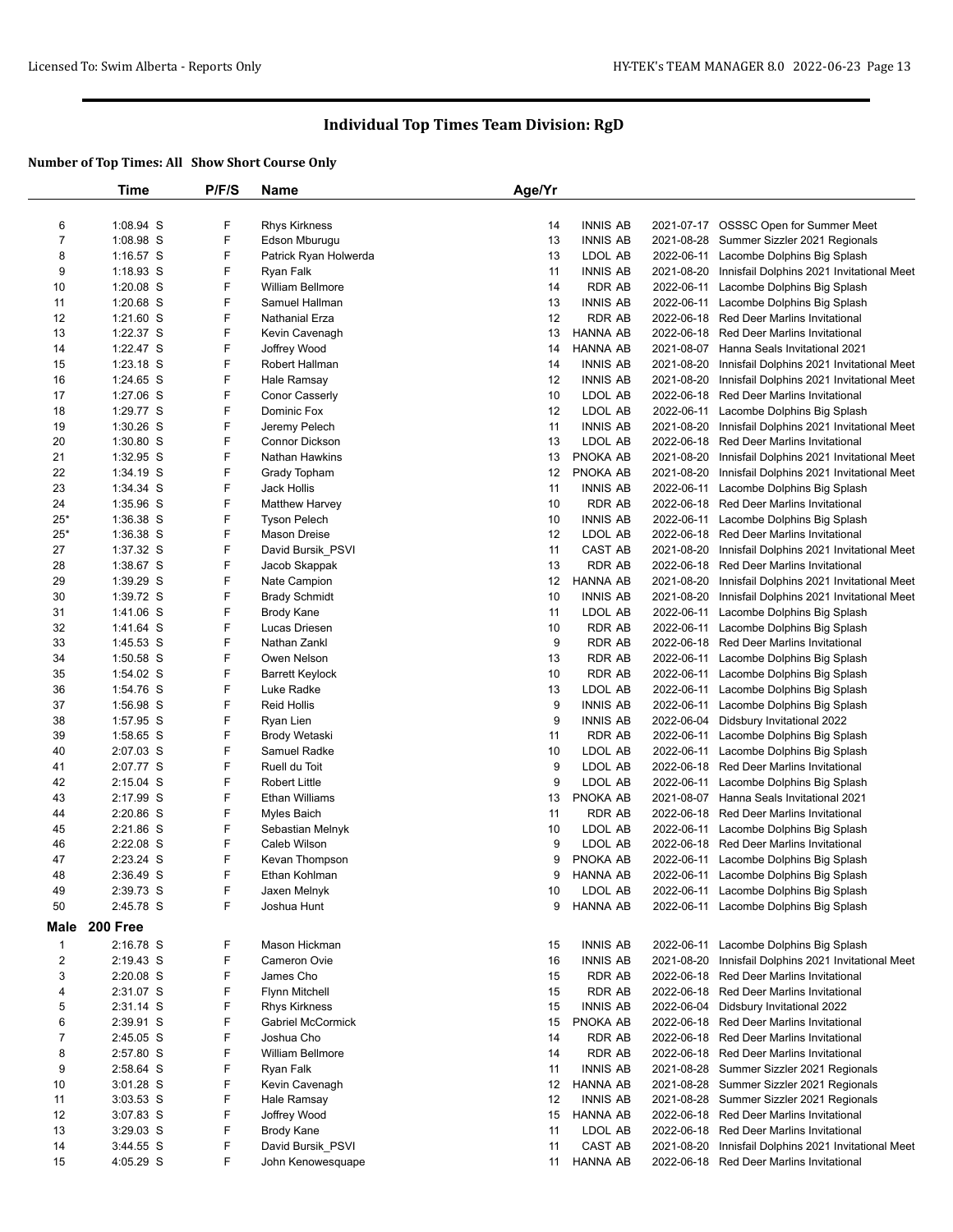## Individual Top Times Team Division: RgD

**Number of Top Times: All Show Short Course Only**

| | Time | P/F/S | Name | Age/Yr | | | |
|---|---|---|---|---|---|---|---|
| 6 | 1:08.94 S | F | Rhys Kirkness | 14 | INNIS AB | 2021-07-17 | OSSSC Open for Summer Meet |
| 7 | 1:08.98 S | F | Edson Mburugu | 13 | INNIS AB | 2021-08-28 | Summer Sizzler 2021 Regionals |
| 8 | 1:16.57 S | F | Patrick Ryan Holwerda | 13 | LDOL AB | 2022-06-11 | Lacombe Dolphins Big Splash |
| 9 | 1:18.93 S | F | Ryan Falk | 11 | INNIS AB | 2021-08-20 | Innisfail Dolphins 2021 Invitational Meet |
| 10 | 1:20.08 S | F | William Bellmore | 14 | RDR AB | 2022-06-11 | Lacombe Dolphins Big Splash |
| 11 | 1:20.68 S | F | Samuel Hallman | 13 | INNIS AB | 2022-06-11 | Lacombe Dolphins Big Splash |
| 12 | 1:21.60 S | F | Nathanial Erza | 12 | RDR AB | 2022-06-18 | Red Deer Marlins Invitational |
| 13 | 1:22.37 S | F | Kevin Cavenagh | 13 | HANNA AB | 2022-06-18 | Red Deer Marlins Invitational |
| 14 | 1:22.47 S | F | Joffrey Wood | 14 | HANNA AB | 2021-08-07 | Hanna Seals Invitational 2021 |
| 15 | 1:23.18 S | F | Robert Hallman | 14 | INNIS AB | 2021-08-20 | Innisfail Dolphins 2021 Invitational Meet |
| 16 | 1:24.65 S | F | Hale Ramsay | 12 | INNIS AB | 2021-08-20 | Innisfail Dolphins 2021 Invitational Meet |
| 17 | 1:27.06 S | F | Conor Casserly | 10 | LDOL AB | 2022-06-18 | Red Deer Marlins Invitational |
| 18 | 1:29.77 S | F | Dominic Fox | 12 | LDOL AB | 2022-06-11 | Lacombe Dolphins Big Splash |
| 19 | 1:30.26 S | F | Jeremy Pelech | 11 | INNIS AB | 2021-08-20 | Innisfail Dolphins 2021 Invitational Meet |
| 20 | 1:30.80 S | F | Connor Dickson | 13 | LDOL AB | 2022-06-18 | Red Deer Marlins Invitational |
| 21 | 1:32.95 S | F | Nathan Hawkins | 13 | PNOKA AB | 2021-08-20 | Innisfail Dolphins 2021 Invitational Meet |
| 22 | 1:34.19 S | F | Grady Topham | 12 | PNOKA AB | 2021-08-20 | Innisfail Dolphins 2021 Invitational Meet |
| 23 | 1:34.34 S | F | Jack Hollis | 11 | INNIS AB | 2022-06-11 | Lacombe Dolphins Big Splash |
| 24 | 1:35.96 S | F | Matthew Harvey | 10 | RDR AB | 2022-06-18 | Red Deer Marlins Invitational |
| 25* | 1:36.38 S | F | Tyson Pelech | 10 | INNIS AB | 2022-06-11 | Lacombe Dolphins Big Splash |
| 25* | 1:36.38 S | F | Mason Dreise | 12 | LDOL AB | 2022-06-18 | Red Deer Marlins Invitational |
| 27 | 1:37.32 S | F | David Bursik_PSVI | 11 | CAST AB | 2021-08-20 | Innisfail Dolphins 2021 Invitational Meet |
| 28 | 1:38.67 S | F | Jacob Skappak | 13 | RDR AB | 2022-06-18 | Red Deer Marlins Invitational |
| 29 | 1:39.29 S | F | Nate Campion | 12 | HANNA AB | 2021-08-20 | Innisfail Dolphins 2021 Invitational Meet |
| 30 | 1:39.72 S | F | Brady Schmidt | 10 | INNIS AB | 2021-08-20 | Innisfail Dolphins 2021 Invitational Meet |
| 31 | 1:41.06 S | F | Brody Kane | 11 | LDOL AB | 2022-06-11 | Lacombe Dolphins Big Splash |
| 32 | 1:41.64 S | F | Lucas Driesen | 10 | RDR AB | 2022-06-11 | Lacombe Dolphins Big Splash |
| 33 | 1:45.53 S | F | Nathan Zankl | 9 | RDR AB | 2022-06-18 | Red Deer Marlins Invitational |
| 34 | 1:50.58 S | F | Owen Nelson | 13 | RDR AB | 2022-06-11 | Lacombe Dolphins Big Splash |
| 35 | 1:54.02 S | F | Barrett Keylock | 10 | RDR AB | 2022-06-11 | Lacombe Dolphins Big Splash |
| 36 | 1:54.76 S | F | Luke Radke | 13 | LDOL AB | 2022-06-11 | Lacombe Dolphins Big Splash |
| 37 | 1:56.98 S | F | Reid Hollis | 9 | INNIS AB | 2022-06-11 | Lacombe Dolphins Big Splash |
| 38 | 1:57.95 S | F | Ryan Lien | 9 | INNIS AB | 2022-06-04 | Didsbury Invitational 2022 |
| 39 | 1:58.65 S | F | Brody Wetaski | 11 | RDR AB | 2022-06-11 | Lacombe Dolphins Big Splash |
| 40 | 2:07.03 S | F | Samuel Radke | 10 | LDOL AB | 2022-06-11 | Lacombe Dolphins Big Splash |
| 41 | 2:07.77 S | F | Ruell du Toit | 9 | LDOL AB | 2022-06-18 | Red Deer Marlins Invitational |
| 42 | 2:15.04 S | F | Robert Little | 9 | LDOL AB | 2022-06-11 | Lacombe Dolphins Big Splash |
| 43 | 2:17.99 S | F | Ethan Williams | 13 | PNOKA AB | 2021-08-07 | Hanna Seals Invitational 2021 |
| 44 | 2:20.86 S | F | Myles Baich | 11 | RDR AB | 2022-06-18 | Red Deer Marlins Invitational |
| 45 | 2:21.86 S | F | Sebastian Melnyk | 10 | LDOL AB | 2022-06-11 | Lacombe Dolphins Big Splash |
| 46 | 2:22.08 S | F | Caleb Wilson | 9 | LDOL AB | 2022-06-18 | Red Deer Marlins Invitational |
| 47 | 2:23.24 S | F | Kevan Thompson | 9 | PNOKA AB | 2022-06-11 | Lacombe Dolphins Big Splash |
| 48 | 2:36.49 S | F | Ethan Kohlman | 9 | HANNA AB | 2022-06-11 | Lacombe Dolphins Big Splash |
| 49 | 2:39.73 S | F | Jaxen Melnyk | 10 | LDOL AB | 2022-06-11 | Lacombe Dolphins Big Splash |
| 50 | 2:45.78 S | F | Joshua Hunt | 9 | HANNA AB | 2022-06-11 | Lacombe Dolphins Big Splash |

**Male 200 Free**

| | Time | P/F/S | Name | Age/Yr | | | |
|---|---|---|---|---|---|---|---|
| 1 | 2:16.78 S | F | Mason Hickman | 15 | INNIS AB | 2022-06-11 | Lacombe Dolphins Big Splash |
| 2 | 2:19.43 S | F | Cameron Ovie | 16 | INNIS AB | 2021-08-20 | Innisfail Dolphins 2021 Invitational Meet |
| 3 | 2:20.08 S | F | James Cho | 15 | RDR AB | 2022-06-18 | Red Deer Marlins Invitational |
| 4 | 2:31.07 S | F | Flynn Mitchell | 15 | RDR AB | 2022-06-18 | Red Deer Marlins Invitational |
| 5 | 2:31.14 S | F | Rhys Kirkness | 15 | INNIS AB | 2022-06-04 | Didsbury Invitational 2022 |
| 6 | 2:39.91 S | F | Gabriel McCormick | 15 | PNOKA AB | 2022-06-18 | Red Deer Marlins Invitational |
| 7 | 2:45.05 S | F | Joshua Cho | 14 | RDR AB | 2022-06-18 | Red Deer Marlins Invitational |
| 8 | 2:57.80 S | F | William Bellmore | 14 | RDR AB | 2022-06-18 | Red Deer Marlins Invitational |
| 9 | 2:58.64 S | F | Ryan Falk | 11 | INNIS AB | 2021-08-28 | Summer Sizzler 2021 Regionals |
| 10 | 3:01.28 S | F | Kevin Cavenagh | 12 | HANNA AB | 2021-08-28 | Summer Sizzler 2021 Regionals |
| 11 | 3:03.53 S | F | Hale Ramsay | 12 | INNIS AB | 2021-08-28 | Summer Sizzler 2021 Regionals |
| 12 | 3:07.83 S | F | Joffrey Wood | 15 | HANNA AB | 2022-06-18 | Red Deer Marlins Invitational |
| 13 | 3:29.03 S | F | Brody Kane | 11 | LDOL AB | 2022-06-18 | Red Deer Marlins Invitational |
| 14 | 3:44.55 S | F | David Bursik_PSVI | 11 | CAST AB | 2021-08-20 | Innisfail Dolphins 2021 Invitational Meet |
| 15 | 4:05.29 S | F | John Kenowesquape | 11 | HANNA AB | 2022-06-18 | Red Deer Marlins Invitational |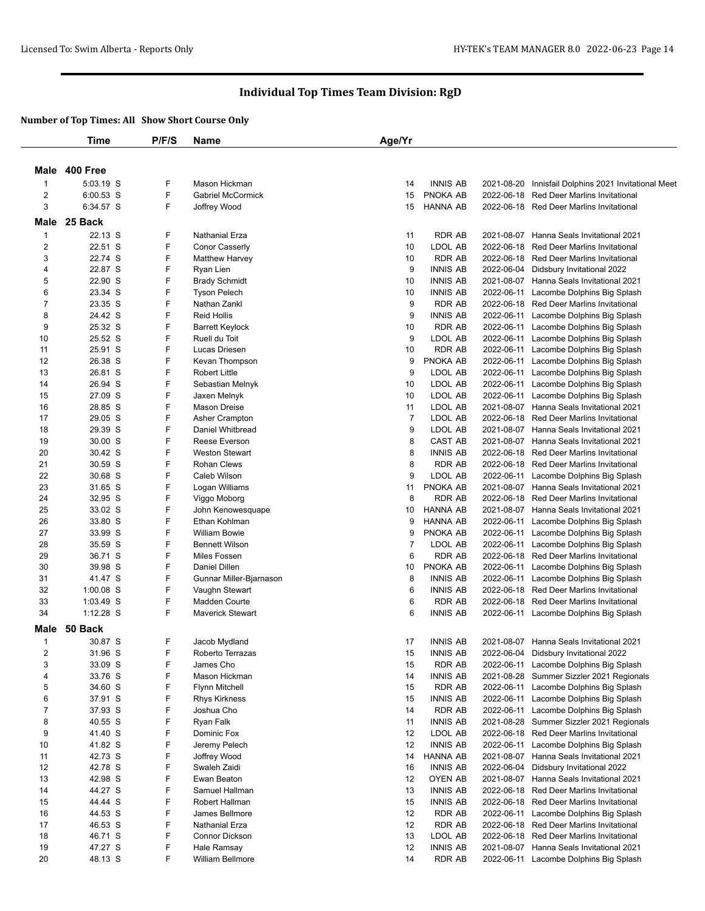## Individual Top Times Team Division: RgD

### Number of Top Times: All Show Short Course Only

| | Time | P/F/S | Name | Age/Yr | | | |
|---|---|---|---|---|---|---|---|
| **Male 400 Free** | | | | | | | |
| 1 | 5:03.19 S | F | Mason Hickman | 14 | INNIS AB | 2021-08-20 | Innisfail Dolphins 2021 Invitational Meet |
| 2 | 6:00.53 S | F | Gabriel McCormick | 15 | PNOKA AB | 2022-06-18 | Red Deer Marlins Invitational |
| 3 | 6:34.57 S | F | Joffrey Wood | 15 | HANNA AB | 2022-06-18 | Red Deer Marlins Invitational |
| **Male 25 Back** | | | | | | | |
| 1 | 22.13 S | F | Nathanial Erza | 11 | RDR AB | 2021-08-07 | Hanna Seals Invitational 2021 |
| 2 | 22.51 S | F | Conor Casserly | 10 | LDOL AB | 2022-06-18 | Red Deer Marlins Invitational |
| 3 | 22.74 S | F | Matthew Harvey | 10 | RDR AB | 2022-06-18 | Red Deer Marlins Invitational |
| 4 | 22.87 S | F | Ryan Lien | 9 | INNIS AB | 2022-06-04 | Didsbury Invitational 2022 |
| 5 | 22.90 S | F | Brady Schmidt | 10 | INNIS AB | 2021-08-07 | Hanna Seals Invitational 2021 |
| 6 | 23.34 S | F | Tyson Pelech | 10 | INNIS AB | 2022-06-11 | Lacombe Dolphins Big Splash |
| 7 | 23.35 S | F | Nathan Zankl | 9 | RDR AB | 2022-06-18 | Red Deer Marlins Invitational |
| 8 | 24.42 S | F | Reid Hollis | 9 | INNIS AB | 2022-06-11 | Lacombe Dolphins Big Splash |
| 9 | 25.32 S | F | Barrett Keylock | 10 | RDR AB | 2022-06-11 | Lacombe Dolphins Big Splash |
| 10 | 25.52 S | F | Ruell du Toit | 9 | LDOL AB | 2022-06-11 | Lacombe Dolphins Big Splash |
| 11 | 25.91 S | F | Lucas Driesen | 10 | RDR AB | 2022-06-11 | Lacombe Dolphins Big Splash |
| 12 | 26.38 S | F | Kevan Thompson | 9 | PNOKA AB | 2022-06-11 | Lacombe Dolphins Big Splash |
| 13 | 26.81 S | F | Robert Little | 9 | LDOL AB | 2022-06-11 | Lacombe Dolphins Big Splash |
| 14 | 26.94 S | F | Sebastian Melnyk | 10 | LDOL AB | 2022-06-11 | Lacombe Dolphins Big Splash |
| 15 | 27.09 S | F | Jaxen Melnyk | 10 | LDOL AB | 2022-06-11 | Lacombe Dolphins Big Splash |
| 16 | 28.85 S | F | Mason Dreise | 11 | LDOL AB | 2021-08-07 | Hanna Seals Invitational 2021 |
| 17 | 29.05 S | F | Asher Crampton | 7 | LDOL AB | 2022-06-18 | Red Deer Marlins Invitational |
| 18 | 29.39 S | F | Daniel Whitbread | 9 | LDOL AB | 2021-08-07 | Hanna Seals Invitational 2021 |
| 19 | 30.00 S | F | Reese Everson | 8 | CAST AB | 2021-08-07 | Hanna Seals Invitational 2021 |
| 20 | 30.42 S | F | Weston Stewart | 8 | INNIS AB | 2022-06-18 | Red Deer Marlins Invitational |
| 21 | 30.59 S | F | Rohan Clews | 8 | RDR AB | 2022-06-18 | Red Deer Marlins Invitational |
| 22 | 30.68 S | F | Caleb Wilson | 9 | LDOL AB | 2022-06-11 | Lacombe Dolphins Big Splash |
| 23 | 31.65 S | F | Logan Williams | 11 | PNOKA AB | 2021-08-07 | Hanna Seals Invitational 2021 |
| 24 | 32.95 S | F | Viggo Moborg | 8 | RDR AB | 2022-06-18 | Red Deer Marlins Invitational |
| 25 | 33.02 S | F | John Kenowesquape | 10 | HANNA AB | 2021-08-07 | Hanna Seals Invitational 2021 |
| 26 | 33.80 S | F | Ethan Kohlman | 9 | HANNA AB | 2022-06-11 | Lacombe Dolphins Big Splash |
| 27 | 33.99 S | F | William Bowie | 9 | PNOKA AB | 2022-06-11 | Lacombe Dolphins Big Splash |
| 28 | 35.59 S | F | Bennett Wilson | 7 | LDOL AB | 2022-06-11 | Lacombe Dolphins Big Splash |
| 29 | 36.71 S | F | Miles Fossen | 6 | RDR AB | 2022-06-18 | Red Deer Marlins Invitational |
| 30 | 39.98 S | F | Daniel Dillen | 10 | PNOKA AB | 2022-06-11 | Lacombe Dolphins Big Splash |
| 31 | 41.47 S | F | Gunnar Miller-Bjarnason | 8 | INNIS AB | 2022-06-11 | Lacombe Dolphins Big Splash |
| 32 | 1:00.08 S | F | Vaughn Stewart | 6 | INNIS AB | 2022-06-18 | Red Deer Marlins Invitational |
| 33 | 1:03.49 S | F | Madden Courte | 6 | RDR AB | 2022-06-18 | Red Deer Marlins Invitational |
| 34 | 1:12.28 S | F | Maverick Stewart | 6 | INNIS AB | 2022-06-11 | Lacombe Dolphins Big Splash |
| **Male 50 Back** | | | | | | | |
| 1 | 30.87 S | F | Jacob Mydland | 17 | INNIS AB | 2021-08-07 | Hanna Seals Invitational 2021 |
| 2 | 31.96 S | F | Roberto Terrazas | 15 | INNIS AB | 2022-06-04 | Didsbury Invitational 2022 |
| 3 | 33.09 S | F | James Cho | 15 | RDR AB | 2022-06-11 | Lacombe Dolphins Big Splash |
| 4 | 33.76 S | F | Mason Hickman | 14 | INNIS AB | 2021-08-28 | Summer Sizzler 2021 Regionals |
| 5 | 34.60 S | F | Flynn Mitchell | 15 | RDR AB | 2022-06-11 | Lacombe Dolphins Big Splash |
| 6 | 37.91 S | F | Rhys Kirkness | 15 | INNIS AB | 2022-06-11 | Lacombe Dolphins Big Splash |
| 7 | 37.93 S | F | Joshua Cho | 14 | RDR AB | 2022-06-11 | Lacombe Dolphins Big Splash |
| 8 | 40.55 S | F | Ryan Falk | 11 | INNIS AB | 2021-08-28 | Summer Sizzler 2021 Regionals |
| 9 | 41.40 S | F | Dominic Fox | 12 | LDOL AB | 2022-06-18 | Red Deer Marlins Invitational |
| 10 | 41.82 S | F | Jeremy Pelech | 12 | INNIS AB | 2022-06-11 | Lacombe Dolphins Big Splash |
| 11 | 42.73 S | F | Joffrey Wood | 14 | HANNA AB | 2021-08-07 | Hanna Seals Invitational 2021 |
| 12 | 42.78 S | F | Swaleh Zaidi | 16 | INNIS AB | 2022-06-04 | Didsbury Invitational 2022 |
| 13 | 42.98 S | F | Ewan Beaton | 12 | OYEN AB | 2021-08-07 | Hanna Seals Invitational 2021 |
| 14 | 44.27 S | F | Samuel Hallman | 13 | INNIS AB | 2022-06-18 | Red Deer Marlins Invitational |
| 15 | 44.44 S | F | Robert Hallman | 15 | INNIS AB | 2022-06-18 | Red Deer Marlins Invitational |
| 16 | 44.53 S | F | James Bellmore | 12 | RDR AB | 2022-06-11 | Lacombe Dolphins Big Splash |
| 17 | 46.53 S | F | Nathanial Erza | 12 | RDR AB | 2022-06-18 | Red Deer Marlins Invitational |
| 18 | 46.71 S | F | Connor Dickson | 13 | LDOL AB | 2022-06-18 | Red Deer Marlins Invitational |
| 19 | 47.27 S | F | Hale Ramsay | 12 | INNIS AB | 2021-08-07 | Hanna Seals Invitational 2021 |
| 20 | 48.13 S | F | William Bellmore | 14 | RDR AB | 2022-06-11 | Lacombe Dolphins Big Splash |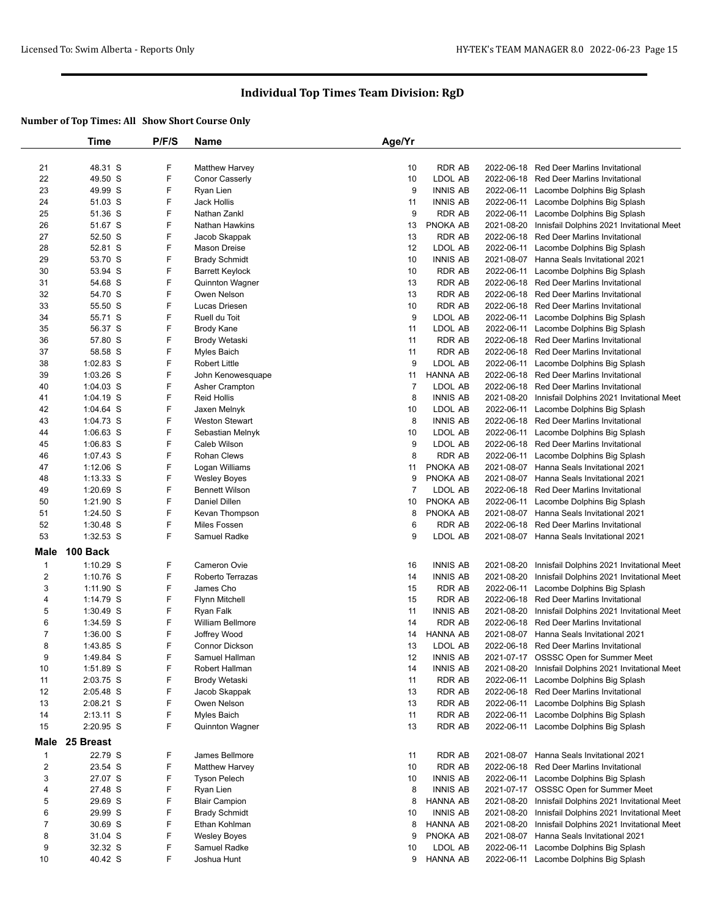# Individual Top Times Team Division: RgD

**Number of Top Times: All Show Short Course Only**

| | Time | P/F/S | Name | Age/Yr | | | |
|---|---|---|---|---|---|---|---|
| 21 | 48.31 S | F | Matthew Harvey | 10 | RDR AB | 2022-06-18 | Red Deer Marlins Invitational |
| 22 | 49.50 S | F | Conor Casserly | 10 | LDOL AB | 2022-06-18 | Red Deer Marlins Invitational |
| 23 | 49.99 S | F | Ryan Lien | 9 | INNIS AB | 2022-06-11 | Lacombe Dolphins Big Splash |
| 24 | 51.03 S | F | Jack Hollis | 11 | INNIS AB | 2022-06-11 | Lacombe Dolphins Big Splash |
| 25 | 51.36 S | F | Nathan Zankl | 9 | RDR AB | 2022-06-11 | Lacombe Dolphins Big Splash |
| 26 | 51.67 S | F | Nathan Hawkins | 13 | PNOKA AB | 2021-08-20 | Innisfail Dolphins 2021 Invitational Meet |
| 27 | 52.50 S | F | Jacob Skappak | 13 | RDR AB | 2022-06-18 | Red Deer Marlins Invitational |
| 28 | 52.81 S | F | Mason Dreise | 12 | LDOL AB | 2022-06-11 | Lacombe Dolphins Big Splash |
| 29 | 53.70 S | F | Brady Schmidt | 10 | INNIS AB | 2021-08-07 | Hanna Seals Invitational 2021 |
| 30 | 53.94 S | F | Barrett Keylock | 10 | RDR AB | 2022-06-11 | Lacombe Dolphins Big Splash |
| 31 | 54.68 S | F | Quinnton Wagner | 13 | RDR AB | 2022-06-18 | Red Deer Marlins Invitational |
| 32 | 54.70 S | F | Owen Nelson | 13 | RDR AB | 2022-06-18 | Red Deer Marlins Invitational |
| 33 | 55.50 S | F | Lucas Driesen | 10 | RDR AB | 2022-06-18 | Red Deer Marlins Invitational |
| 34 | 55.71 S | F | Ruell du Toit | 9 | LDOL AB | 2022-06-11 | Lacombe Dolphins Big Splash |
| 35 | 56.37 S | F | Brody Kane | 11 | LDOL AB | 2022-06-11 | Lacombe Dolphins Big Splash |
| 36 | 57.80 S | F | Brody Wetaski | 11 | RDR AB | 2022-06-18 | Red Deer Marlins Invitational |
| 37 | 58.58 S | F | Myles Baich | 11 | RDR AB | 2022-06-18 | Red Deer Marlins Invitational |
| 38 | 1:02.83 S | F | Robert Little | 9 | LDOL AB | 2022-06-11 | Lacombe Dolphins Big Splash |
| 39 | 1:03.26 S | F | John Kenowesquape | 11 | HANNA AB | 2022-06-18 | Red Deer Marlins Invitational |
| 40 | 1:04.03 S | F | Asher Crampton | 7 | LDOL AB | 2022-06-18 | Red Deer Marlins Invitational |
| 41 | 1:04.19 S | F | Reid Hollis | 8 | INNIS AB | 2021-08-20 | Innisfail Dolphins 2021 Invitational Meet |
| 42 | 1:04.64 S | F | Jaxen Melnyk | 10 | LDOL AB | 2022-06-11 | Lacombe Dolphins Big Splash |
| 43 | 1:04.73 S | F | Weston Stewart | 8 | INNIS AB | 2022-06-18 | Red Deer Marlins Invitational |
| 44 | 1:06.63 S | F | Sebastian Melnyk | 10 | LDOL AB | 2022-06-11 | Lacombe Dolphins Big Splash |
| 45 | 1:06.83 S | F | Caleb Wilson | 9 | LDOL AB | 2022-06-18 | Red Deer Marlins Invitational |
| 46 | 1:07.43 S | F | Rohan Clews | 8 | RDR AB | 2022-06-11 | Lacombe Dolphins Big Splash |
| 47 | 1:12.06 S | F | Logan Williams | 11 | PNOKA AB | 2021-08-07 | Hanna Seals Invitational 2021 |
| 48 | 1:13.33 S | F | Wesley Boyes | 9 | PNOKA AB | 2021-08-07 | Hanna Seals Invitational 2021 |
| 49 | 1:20.69 S | F | Bennett Wilson | 7 | LDOL AB | 2022-06-18 | Red Deer Marlins Invitational |
| 50 | 1:21.90 S | F | Daniel Dillen | 10 | PNOKA AB | 2022-06-11 | Lacombe Dolphins Big Splash |
| 51 | 1:24.50 S | F | Kevan Thompson | 8 | PNOKA AB | 2021-08-07 | Hanna Seals Invitational 2021 |
| 52 | 1:30.48 S | F | Miles Fossen | 6 | RDR AB | 2022-06-18 | Red Deer Marlins Invitational |
| 53 | 1:32.53 S | F | Samuel Radke | 9 | LDOL AB | 2021-08-07 | Hanna Seals Invitational 2021 |

## Male 100 Back

| | Time | P/F/S | Name | Age/Yr | | | |
|---|---|---|---|---|---|---|---|
| 1 | 1:10.29 S | F | Cameron Ovie | 16 | INNIS AB | 2021-08-20 | Innisfail Dolphins 2021 Invitational Meet |
| 2 | 1:10.76 S | F | Roberto Terrazas | 14 | INNIS AB | 2021-08-20 | Innisfail Dolphins 2021 Invitational Meet |
| 3 | 1:11.90 S | F | James Cho | 15 | RDR AB | 2022-06-11 | Lacombe Dolphins Big Splash |
| 4 | 1:14.79 S | F | Flynn Mitchell | 15 | RDR AB | 2022-06-18 | Red Deer Marlins Invitational |
| 5 | 1:30.49 S | F | Ryan Falk | 11 | INNIS AB | 2021-08-20 | Innisfail Dolphins 2021 Invitational Meet |
| 6 | 1:34.59 S | F | William Bellmore | 14 | RDR AB | 2022-06-18 | Red Deer Marlins Invitational |
| 7 | 1:36.00 S | F | Joffrey Wood | 14 | HANNA AB | 2021-08-07 | Hanna Seals Invitational 2021 |
| 8 | 1:43.85 S | F | Connor Dickson | 13 | LDOL AB | 2022-06-18 | Red Deer Marlins Invitational |
| 9 | 1:49.84 S | F | Samuel Hallman | 12 | INNIS AB | 2021-07-17 | OSSSC Open for Summer Meet |
| 10 | 1:51.89 S | F | Robert Hallman | 14 | INNIS AB | 2021-08-20 | Innisfail Dolphins 2021 Invitational Meet |
| 11 | 2:03.75 S | F | Brody Wetaski | 11 | RDR AB | 2022-06-11 | Lacombe Dolphins Big Splash |
| 12 | 2:05.48 S | F | Jacob Skappak | 13 | RDR AB | 2022-06-18 | Red Deer Marlins Invitational |
| 13 | 2:08.21 S | F | Owen Nelson | 13 | RDR AB | 2022-06-11 | Lacombe Dolphins Big Splash |
| 14 | 2:13.11 S | F | Myles Baich | 11 | RDR AB | 2022-06-11 | Lacombe Dolphins Big Splash |
| 15 | 2:20.95 S | F | Quinnton Wagner | 13 | RDR AB | 2022-06-11 | Lacombe Dolphins Big Splash |

## Male 25 Breast

| | Time | P/F/S | Name | Age/Yr | | | |
|---|---|---|---|---|---|---|---|
| 1 | 22.79 S | F | James Bellmore | 11 | RDR AB | 2021-08-07 | Hanna Seals Invitational 2021 |
| 2 | 23.54 S | F | Matthew Harvey | 10 | RDR AB | 2022-06-18 | Red Deer Marlins Invitational |
| 3 | 27.07 S | F | Tyson Pelech | 10 | INNIS AB | 2022-06-11 | Lacombe Dolphins Big Splash |
| 4 | 27.48 S | F | Ryan Lien | 8 | INNIS AB | 2021-07-17 | OSSSC Open for Summer Meet |
| 5 | 29.69 S | F | Blair Campion | 8 | HANNA AB | 2021-08-20 | Innisfail Dolphins 2021 Invitational Meet |
| 6 | 29.99 S | F | Brady Schmidt | 10 | INNIS AB | 2021-08-20 | Innisfail Dolphins 2021 Invitational Meet |
| 7 | 30.69 S | F | Ethan Kohlman | 8 | HANNA AB | 2021-08-20 | Innisfail Dolphins 2021 Invitational Meet |
| 8 | 31.04 S | F | Wesley Boyes | 9 | PNOKA AB | 2021-08-07 | Hanna Seals Invitational 2021 |
| 9 | 32.32 S | F | Samuel Radke | 10 | LDOL AB | 2022-06-11 | Lacombe Dolphins Big Splash |
| 10 | 40.42 S | F | Joshua Hunt | 9 | HANNA AB | 2022-06-11 | Lacombe Dolphins Big Splash |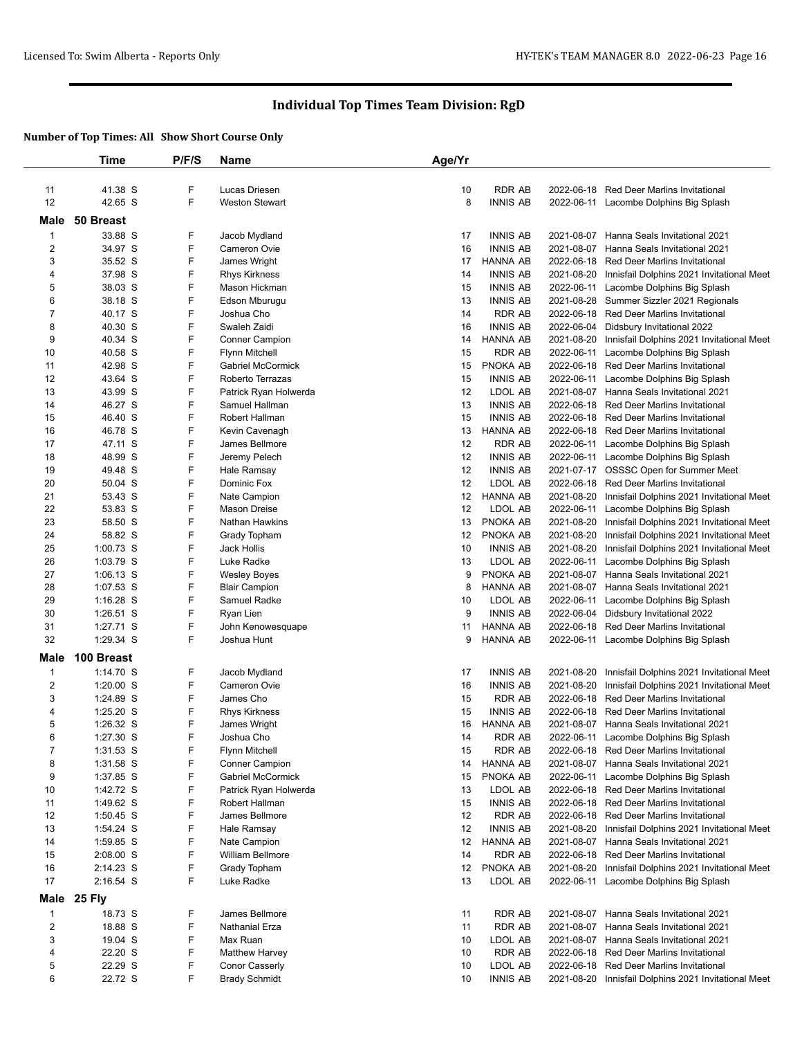# Individual Top Times Team Division: RgD

**Number of Top Times: All Show Short Course Only**

| | Time | P/F/S | Name | Age/Yr | | | |
|---|---|---|---|---|---|---|---|
| 11 | 41.38 S | F | Lucas Driesen | 10 | RDR AB | 2022-06-18 | Red Deer Marlins Invitational |
| 12 | 42.65 S | F | Weston Stewart | 8 | INNIS AB | 2022-06-11 | Lacombe Dolphins Big Splash |

## Male 50 Breast

| | Time | P/F/S | Name | Age/Yr | | | |
|---|---|---|---|---|---|---|---|
| 1 | 33.88 S | F | Jacob Mydland | 17 | INNIS AB | 2021-08-07 | Hanna Seals Invitational 2021 |
| 2 | 34.97 S | F | Cameron Ovie | 16 | INNIS AB | 2021-08-07 | Hanna Seals Invitational 2021 |
| 3 | 35.52 S | F | James Wright | 17 | HANNA AB | 2022-06-18 | Red Deer Marlins Invitational |
| 4 | 37.98 S | F | Rhys Kirkness | 14 | INNIS AB | 2021-08-20 | Innisfail Dolphins 2021 Invitational Meet |
| 5 | 38.03 S | F | Mason Hickman | 15 | INNIS AB | 2022-06-11 | Lacombe Dolphins Big Splash |
| 6 | 38.18 S | F | Edson Mburugu | 13 | INNIS AB | 2021-08-28 | Summer Sizzler 2021 Regionals |
| 7 | 40.17 S | F | Joshua Cho | 14 | RDR AB | 2022-06-18 | Red Deer Marlins Invitational |
| 8 | 40.30 S | F | Swaleh Zaidi | 16 | INNIS AB | 2022-06-04 | Didsbury Invitational 2022 |
| 9 | 40.34 S | F | Conner Campion | 14 | HANNA AB | 2021-08-20 | Innisfail Dolphins 2021 Invitational Meet |
| 10 | 40.58 S | F | Flynn Mitchell | 15 | RDR AB | 2022-06-11 | Lacombe Dolphins Big Splash |
| 11 | 42.98 S | F | Gabriel McCormick | 15 | PNOKA AB | 2022-06-18 | Red Deer Marlins Invitational |
| 12 | 43.64 S | F | Roberto Terrazas | 15 | INNIS AB | 2022-06-11 | Lacombe Dolphins Big Splash |
| 13 | 43.99 S | F | Patrick Ryan Holwerda | 12 | LDOL AB | 2021-08-07 | Hanna Seals Invitational 2021 |
| 14 | 46.27 S | F | Samuel Hallman | 13 | INNIS AB | 2022-06-18 | Red Deer Marlins Invitational |
| 15 | 46.40 S | F | Robert Hallman | 15 | INNIS AB | 2022-06-18 | Red Deer Marlins Invitational |
| 16 | 46.78 S | F | Kevin Cavenagh | 13 | HANNA AB | 2022-06-18 | Red Deer Marlins Invitational |
| 17 | 47.11 S | F | James Bellmore | 12 | RDR AB | 2022-06-11 | Lacombe Dolphins Big Splash |
| 18 | 48.99 S | F | Jeremy Pelech | 12 | INNIS AB | 2022-06-11 | Lacombe Dolphins Big Splash |
| 19 | 49.48 S | F | Hale Ramsay | 12 | INNIS AB | 2021-07-17 | OSSSC Open for Summer Meet |
| 20 | 50.04 S | F | Dominic Fox | 12 | LDOL AB | 2022-06-18 | Red Deer Marlins Invitational |
| 21 | 53.43 S | F | Nate Campion | 12 | HANNA AB | 2021-08-20 | Innisfail Dolphins 2021 Invitational Meet |
| 22 | 53.83 S | F | Mason Dreise | 12 | LDOL AB | 2022-06-11 | Lacombe Dolphins Big Splash |
| 23 | 58.50 S | F | Nathan Hawkins | 13 | PNOKA AB | 2021-08-20 | Innisfail Dolphins 2021 Invitational Meet |
| 24 | 58.82 S | F | Grady Topham | 12 | PNOKA AB | 2021-08-20 | Innisfail Dolphins 2021 Invitational Meet |
| 25 | 1:00.73 S | F | Jack Hollis | 10 | INNIS AB | 2021-08-20 | Innisfail Dolphins 2021 Invitational Meet |
| 26 | 1:03.79 S | F | Luke Radke | 13 | LDOL AB | 2022-06-11 | Lacombe Dolphins Big Splash |
| 27 | 1:06.13 S | F | Wesley Boyes | 9 | PNOKA AB | 2021-08-07 | Hanna Seals Invitational 2021 |
| 28 | 1:07.53 S | F | Blair Campion | 8 | HANNA AB | 2021-08-07 | Hanna Seals Invitational 2021 |
| 29 | 1:16.28 S | F | Samuel Radke | 10 | LDOL AB | 2022-06-11 | Lacombe Dolphins Big Splash |
| 30 | 1:26.51 S | F | Ryan Lien | 9 | INNIS AB | 2022-06-04 | Didsbury Invitational 2022 |
| 31 | 1:27.71 S | F | John Kenowesquape | 11 | HANNA AB | 2022-06-18 | Red Deer Marlins Invitational |
| 32 | 1:29.34 S | F | Joshua Hunt | 9 | HANNA AB | 2022-06-11 | Lacombe Dolphins Big Splash |

## Male 100 Breast

| | Time | P/F/S | Name | Age/Yr | | | |
|---|---|---|---|---|---|---|---|
| 1 | 1:14.70 S | F | Jacob Mydland | 17 | INNIS AB | 2021-08-20 | Innisfail Dolphins 2021 Invitational Meet |
| 2 | 1:20.00 S | F | Cameron Ovie | 16 | INNIS AB | 2021-08-20 | Innisfail Dolphins 2021 Invitational Meet |
| 3 | 1:24.89 S | F | James Cho | 15 | RDR AB | 2022-06-18 | Red Deer Marlins Invitational |
| 4 | 1:25.20 S | F | Rhys Kirkness | 15 | INNIS AB | 2022-06-18 | Red Deer Marlins Invitational |
| 5 | 1:26.32 S | F | James Wright | 16 | HANNA AB | 2021-08-07 | Hanna Seals Invitational 2021 |
| 6 | 1:27.30 S | F | Joshua Cho | 14 | RDR AB | 2022-06-11 | Lacombe Dolphins Big Splash |
| 7 | 1:31.53 S | F | Flynn Mitchell | 15 | RDR AB | 2022-06-18 | Red Deer Marlins Invitational |
| 8 | 1:31.58 S | F | Conner Campion | 14 | HANNA AB | 2021-08-07 | Hanna Seals Invitational 2021 |
| 9 | 1:37.85 S | F | Gabriel McCormick | 15 | PNOKA AB | 2022-06-11 | Lacombe Dolphins Big Splash |
| 10 | 1:42.72 S | F | Patrick Ryan Holwerda | 13 | LDOL AB | 2022-06-18 | Red Deer Marlins Invitational |
| 11 | 1:49.62 S | F | Robert Hallman | 15 | INNIS AB | 2022-06-18 | Red Deer Marlins Invitational |
| 12 | 1:50.45 S | F | James Bellmore | 12 | RDR AB | 2022-06-18 | Red Deer Marlins Invitational |
| 13 | 1:54.24 S | F | Hale Ramsay | 12 | INNIS AB | 2021-08-20 | Innisfail Dolphins 2021 Invitational Meet |
| 14 | 1:59.85 S | F | Nate Campion | 12 | HANNA AB | 2021-08-07 | Hanna Seals Invitational 2021 |
| 15 | 2:08.00 S | F | William Bellmore | 14 | RDR AB | 2022-06-18 | Red Deer Marlins Invitational |
| 16 | 2:14.23 S | F | Grady Topham | 12 | PNOKA AB | 2021-08-20 | Innisfail Dolphins 2021 Invitational Meet |
| 17 | 2:16.54 S | F | Luke Radke | 13 | LDOL AB | 2022-06-11 | Lacombe Dolphins Big Splash |

## Male 25 Fly

| | Time | P/F/S | Name | Age/Yr | | | |
|---|---|---|---|---|---|---|---|
| 1 | 18.73 S | F | James Bellmore | 11 | RDR AB | 2021-08-07 | Hanna Seals Invitational 2021 |
| 2 | 18.88 S | F | Nathanial Erza | 11 | RDR AB | 2021-08-07 | Hanna Seals Invitational 2021 |
| 3 | 19.04 S | F | Max Ruan | 10 | LDOL AB | 2021-08-07 | Hanna Seals Invitational 2021 |
| 4 | 22.20 S | F | Matthew Harvey | 10 | RDR AB | 2022-06-18 | Red Deer Marlins Invitational |
| 5 | 22.29 S | F | Conor Casserly | 10 | LDOL AB | 2022-06-18 | Red Deer Marlins Invitational |
| 6 | 22.72 S | F | Brady Schmidt | 10 | INNIS AB | 2021-08-20 | Innisfail Dolphins 2021 Invitational Meet |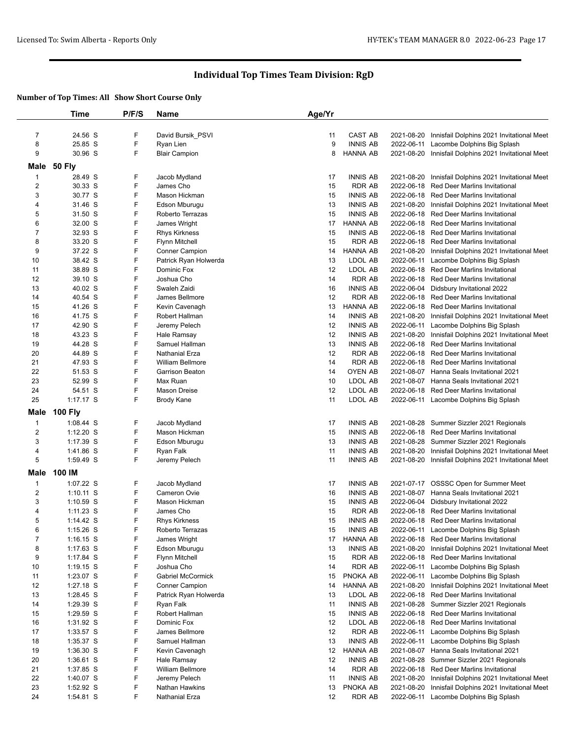## Individual Top Times Team Division: RgD

### Number of Top Times: All Show Short Course Only

| | Time | P/F/S | Name | Age/Yr | | | |
|---|---|---|---|---|---|---|---|
| 7 | 24.56 S | F | David Bursik_PSVI | 11 | CAST AB | 2021-08-20 | Innisfail Dolphins 2021 Invitational Meet |
| 8 | 25.85 S | F | Ryan Lien | 9 | INNIS AB | 2022-06-11 | Lacombe Dolphins Big Splash |
| 9 | 30.96 S | F | Blair Campion | 8 | HANNA AB | 2021-08-20 | Innisfail Dolphins 2021 Invitational Meet |
| **Male** | **50 Fly** | | | | | | |
| 1 | 28.49 S | F | Jacob Mydland | 17 | INNIS AB | 2021-08-20 | Innisfail Dolphins 2021 Invitational Meet |
| 2 | 30.33 S | F | James Cho | 15 | RDR AB | 2022-06-18 | Red Deer Marlins Invitational |
| 3 | 30.77 S | F | Mason Hickman | 15 | INNIS AB | 2022-06-18 | Red Deer Marlins Invitational |
| 4 | 31.46 S | F | Edson Mburugu | 13 | INNIS AB | 2021-08-20 | Innisfail Dolphins 2021 Invitational Meet |
| 5 | 31.50 S | F | Roberto Terrazas | 15 | INNIS AB | 2022-06-18 | Red Deer Marlins Invitational |
| 6 | 32.00 S | F | James Wright | 17 | HANNA AB | 2022-06-18 | Red Deer Marlins Invitational |
| 7 | 32.93 S | F | Rhys Kirkness | 15 | INNIS AB | 2022-06-18 | Red Deer Marlins Invitational |
| 8 | 33.20 S | F | Flynn Mitchell | 15 | RDR AB | 2022-06-18 | Red Deer Marlins Invitational |
| 9 | 37.22 S | F | Conner Campion | 14 | HANNA AB | 2021-08-20 | Innisfail Dolphins 2021 Invitational Meet |
| 10 | 38.42 S | F | Patrick Ryan Holwerda | 13 | LDOL AB | 2022-06-11 | Lacombe Dolphins Big Splash |
| 11 | 38.89 S | F | Dominic Fox | 12 | LDOL AB | 2022-06-18 | Red Deer Marlins Invitational |
| 12 | 39.10 S | F | Joshua Cho | 14 | RDR AB | 2022-06-18 | Red Deer Marlins Invitational |
| 13 | 40.02 S | F | Swaleh Zaidi | 16 | INNIS AB | 2022-06-04 | Didsbury Invitational 2022 |
| 14 | 40.54 S | F | James Bellmore | 12 | RDR AB | 2022-06-18 | Red Deer Marlins Invitational |
| 15 | 41.26 S | F | Kevin Cavenagh | 13 | HANNA AB | 2022-06-18 | Red Deer Marlins Invitational |
| 16 | 41.75 S | F | Robert Hallman | 14 | INNIS AB | 2021-08-20 | Innisfail Dolphins 2021 Invitational Meet |
| 17 | 42.90 S | F | Jeremy Pelech | 12 | INNIS AB | 2022-06-11 | Lacombe Dolphins Big Splash |
| 18 | 43.23 S | F | Hale Ramsay | 12 | INNIS AB | 2021-08-20 | Innisfail Dolphins 2021 Invitational Meet |
| 19 | 44.28 S | F | Samuel Hallman | 13 | INNIS AB | 2022-06-18 | Red Deer Marlins Invitational |
| 20 | 44.89 S | F | Nathanial Erza | 12 | RDR AB | 2022-06-18 | Red Deer Marlins Invitational |
| 21 | 47.93 S | F | William Bellmore | 14 | RDR AB | 2022-06-18 | Red Deer Marlins Invitational |
| 22 | 51.53 S | F | Garrison Beaton | 14 | OYEN AB | 2021-08-07 | Hanna Seals Invitational 2021 |
| 23 | 52.99 S | F | Max Ruan | 10 | LDOL AB | 2021-08-07 | Hanna Seals Invitational 2021 |
| 24 | 54.51 S | F | Mason Dreise | 12 | LDOL AB | 2022-06-18 | Red Deer Marlins Invitational |
| 25 | 1:17.17 S | F | Brody Kane | 11 | LDOL AB | 2022-06-11 | Lacombe Dolphins Big Splash |
| **Male** | **100 Fly** | | | | | | |
| 1 | 1:08.44 S | F | Jacob Mydland | 17 | INNIS AB | 2021-08-28 | Summer Sizzler 2021 Regionals |
| 2 | 1:12.20 S | F | Mason Hickman | 15 | INNIS AB | 2022-06-18 | Red Deer Marlins Invitational |
| 3 | 1:17.39 S | F | Edson Mburugu | 13 | INNIS AB | 2021-08-28 | Summer Sizzler 2021 Regionals |
| 4 | 1:41.86 S | F | Ryan Falk | 11 | INNIS AB | 2021-08-20 | Innisfail Dolphins 2021 Invitational Meet |
| 5 | 1:59.49 S | F | Jeremy Pelech | 11 | INNIS AB | 2021-08-20 | Innisfail Dolphins 2021 Invitational Meet |
| **Male** | **100 IM** | | | | | | |
| 1 | 1:07.22 S | F | Jacob Mydland | 17 | INNIS AB | 2021-07-17 | OSSSC Open for Summer Meet |
| 2 | 1:10.11 S | F | Cameron Ovie | 16 | INNIS AB | 2021-08-07 | Hanna Seals Invitational 2021 |
| 3 | 1:10.59 S | F | Mason Hickman | 15 | INNIS AB | 2022-06-04 | Didsbury Invitational 2022 |
| 4 | 1:11.23 S | F | James Cho | 15 | RDR AB | 2022-06-18 | Red Deer Marlins Invitational |
| 5 | 1:14.42 S | F | Rhys Kirkness | 15 | INNIS AB | 2022-06-18 | Red Deer Marlins Invitational |
| 6 | 1:15.26 S | F | Roberto Terrazas | 15 | INNIS AB | 2022-06-11 | Lacombe Dolphins Big Splash |
| 7 | 1:16.15 S | F | James Wright | 17 | HANNA AB | 2022-06-18 | Red Deer Marlins Invitational |
| 8 | 1:17.63 S | F | Edson Mburugu | 13 | INNIS AB | 2021-08-20 | Innisfail Dolphins 2021 Invitational Meet |
| 9 | 1:17.84 S | F | Flynn Mitchell | 15 | RDR AB | 2022-06-18 | Red Deer Marlins Invitational |
| 10 | 1:19.15 S | F | Joshua Cho | 14 | RDR AB | 2022-06-11 | Lacombe Dolphins Big Splash |
| 11 | 1:23.07 S | F | Gabriel McCormick | 15 | PNOKA AB | 2022-06-11 | Lacombe Dolphins Big Splash |
| 12 | 1:27.18 S | F | Conner Campion | 14 | HANNA AB | 2021-08-20 | Innisfail Dolphins 2021 Invitational Meet |
| 13 | 1:28.45 S | F | Patrick Ryan Holwerda | 13 | LDOL AB | 2022-06-18 | Red Deer Marlins Invitational |
| 14 | 1:29.39 S | F | Ryan Falk | 11 | INNIS AB | 2021-08-28 | Summer Sizzler 2021 Regionals |
| 15 | 1:29.59 S | F | Robert Hallman | 15 | INNIS AB | 2022-06-18 | Red Deer Marlins Invitational |
| 16 | 1:31.92 S | F | Dominic Fox | 12 | LDOL AB | 2022-06-18 | Red Deer Marlins Invitational |
| 17 | 1:33.57 S | F | James Bellmore | 12 | RDR AB | 2022-06-11 | Lacombe Dolphins Big Splash |
| 18 | 1:35.37 S | F | Samuel Hallman | 13 | INNIS AB | 2022-06-11 | Lacombe Dolphins Big Splash |
| 19 | 1:36.30 S | F | Kevin Cavenagh | 12 | HANNA AB | 2021-08-07 | Hanna Seals Invitational 2021 |
| 20 | 1:36.61 S | F | Hale Ramsay | 12 | INNIS AB | 2021-08-28 | Summer Sizzler 2021 Regionals |
| 21 | 1:37.85 S | F | William Bellmore | 14 | RDR AB | 2022-06-18 | Red Deer Marlins Invitational |
| 22 | 1:40.07 S | F | Jeremy Pelech | 11 | INNIS AB | 2021-08-20 | Innisfail Dolphins 2021 Invitational Meet |
| 23 | 1:52.92 S | F | Nathan Hawkins | 13 | PNOKA AB | 2021-08-20 | Innisfail Dolphins 2021 Invitational Meet |
| 24 | 1:54.81 S | F | Nathanial Erza | 12 | RDR AB | 2022-06-11 | Lacombe Dolphins Big Splash |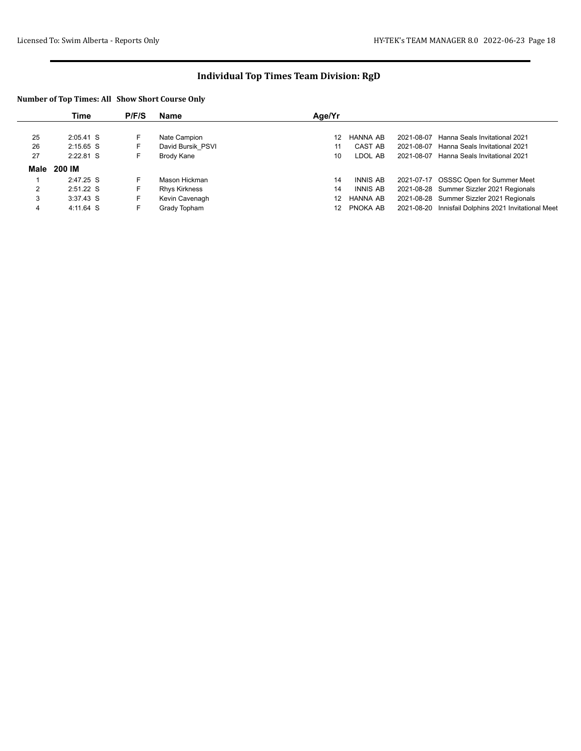## Individual Top Times Team Division: RgD

**Number of Top Times: All Show Short Course Only**

| | Time | P/F/S | Name | Age/Yr | Team | Date | Meet |
|---|---|---|---|---|---|---|---|
| 25 | 2:05.41 S | F | Nate Campion | 12 | HANNA AB | 2021-08-07 | Hanna Seals Invitational 2021 |
| 26 | 2:15.65 S | F | David Bursik_PSVI | 11 | CAST AB | 2021-08-07 | Hanna Seals Invitational 2021 |
| 27 | 2:22.81 S | F | Brody Kane | 10 | LDOL AB | 2021-08-07 | Hanna Seals Invitational 2021 |
| **Male** | **200 IM** | | | | | | |
| 1 | 2:47.25 S | F | Mason Hickman | 14 | INNIS AB | 2021-07-17 | OSSSC Open for Summer Meet |
| 2 | 2:51.22 S | F | Rhys Kirkness | 14 | INNIS AB | 2021-08-28 | Summer Sizzler 2021 Regionals |
| 3 | 3:37.43 S | F | Kevin Cavenagh | 12 | HANNA AB | 2021-08-28 | Summer Sizzler 2021 Regionals |
| 4 | 4:11.64 S | F | Grady Topham | 12 | PNOKA AB | 2021-08-20 | Innisfail Dolphins 2021 Invitational Meet |